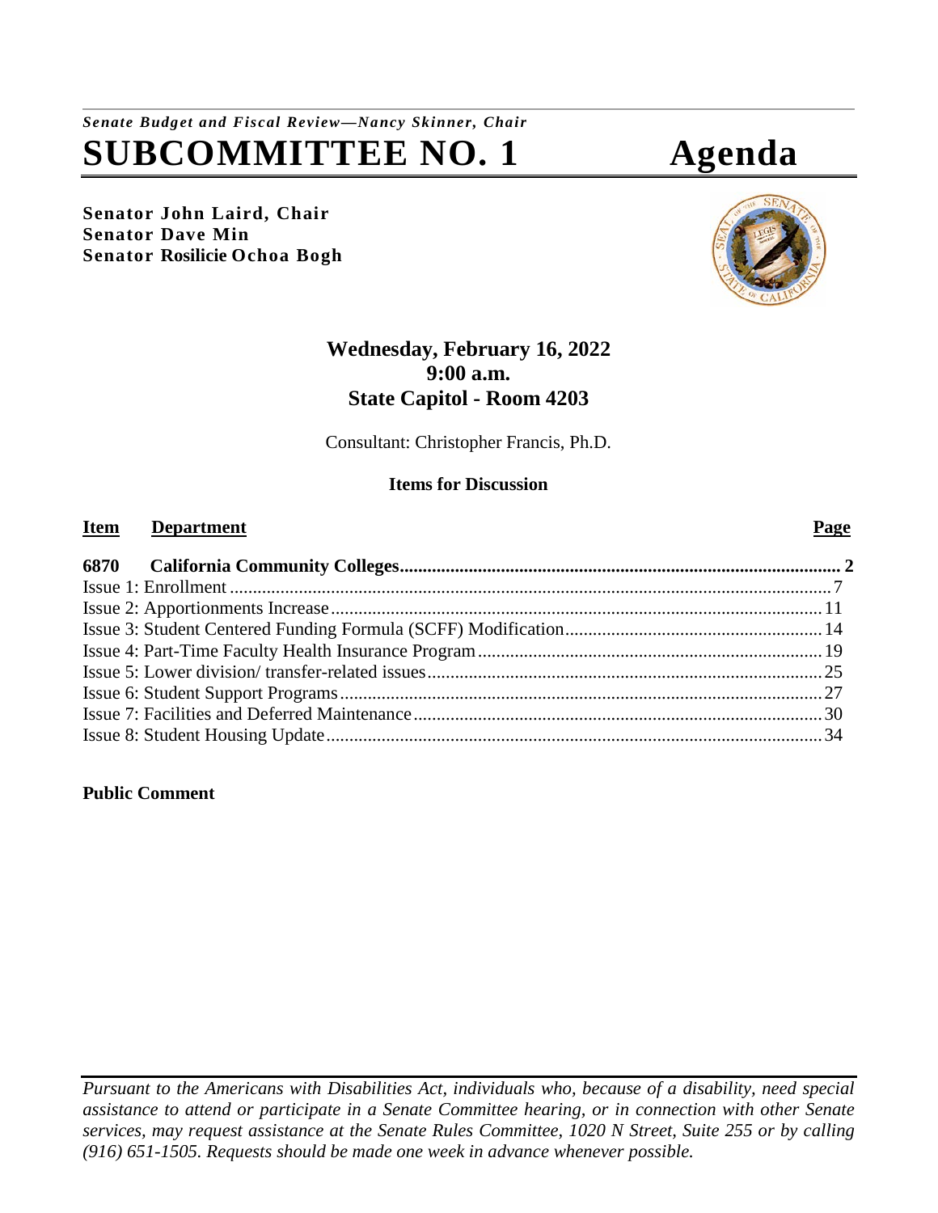*Senate Budget and Fiscal Review—Nancy Skinner, Chair*

# SUBCOMMITTEE NO. 1 Agenda

**Senator John Laird, Chair**
**Senator Dave Min**
**Senator Rosilicie Ochoa Bogh**

**Wednesday, February 16, 2022**
**9:00 a.m.**
**State Capitol - Room 4203**

Consultant: Christopher Francis, Ph.D.

**Items for Discussion**

| Item | Department | Page |
|---|---|---|
| **6870** | **California Community Colleges** | **2** |
| | Issue 1: Enrollment | 7 |
| | Issue 2: Apportionments Increase | 11 |
| | Issue 3: Student Centered Funding Formula (SCFF) Modification | 14 |
| | Issue 4: Part-Time Faculty Health Insurance Program | 19 |
| | Issue 5: Lower division/ transfer-related issues | 25 |
| | Issue 6: Student Support Programs | 27 |
| | Issue 7: Facilities and Deferred Maintenance | 30 |
| | Issue 8: Student Housing Update | 34 |

**Public Comment**

*Pursuant to the Americans with Disabilities Act, individuals who, because of a disability, need special assistance to attend or participate in a Senate Committee hearing, or in connection with other Senate services, may request assistance at the Senate Rules Committee, 1020 N Street, Suite 255 or by calling (916) 651-1505. Requests should be made one week in advance whenever possible.*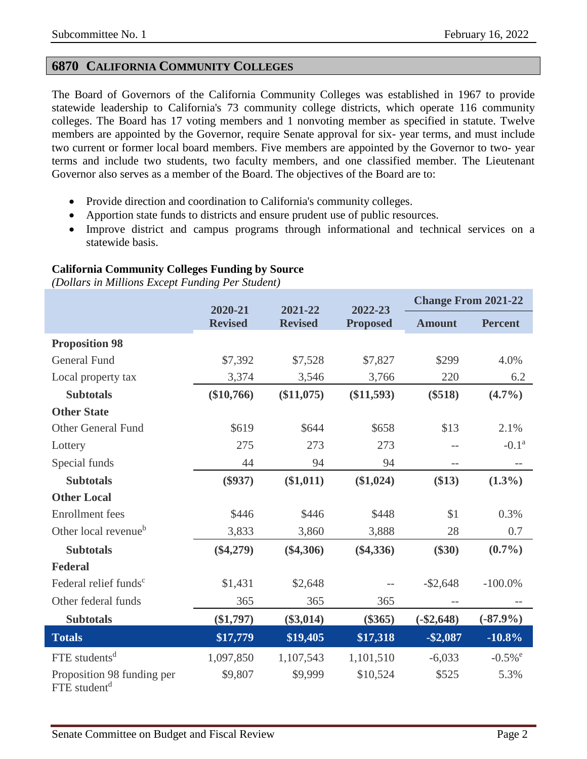## 6870 California Community Colleges

The Board of Governors of the California Community Colleges was established in 1967 to provide statewide leadership to California's 73 community college districts, which operate 116 community colleges. The Board has 17 voting members and 1 nonvoting member as specified in statute. Twelve members are appointed by the Governor, require Senate approval for six- year terms, and must include two current or former local board members. Five members are appointed by the Governor to two- year terms and include two students, two faculty members, and one classified member. The Lieutenant Governor also serves as a member of the Board. The objectives of the Board are to:

- Provide direction and coordination to California's community colleges.
- Apportion state funds to districts and ensure prudent use of public resources.
- Improve district and campus programs through informational and technical services on a statewide basis.

**California Community Colleges Funding by Source**
*(Dollars in Millions Except Funding Per Student)*

| | 2020-21 Revised | 2021-22 Revised | 2022-23 Proposed | Change From 2021-22 | |
|---|---|---|---|---|---|
| | | | | Amount | Percent |
| **Proposition 98** | | | | | |
| General Fund | $7,392 | $7,528 | $7,827 | $299 | 4.0% |
| Local property tax | 3,374 | 3,546 | 3,766 | 220 | 6.2 |
| **Subtotals** | **($10,766)** | **($11,075)** | **($11,593)** | **($518)** | **(4.7%)** |
| **Other State** | | | | | |
| Other General Fund | $619 | $644 | $658 | $13 | 2.1% |
| Lottery | 275 | 273 | 273 | -- | -0.1[a] |
| Special funds | 44 | 94 | 94 | -- | -- |
| **Subtotals** | **($937)** | **($1,011)** | **($1,024)** | **($13)** | **(1.3%)** |
| **Other Local** | | | | | |
| Enrollment fees | $446 | $446 | $448 | $1 | 0.3% |
| Other local revenue[b] | 3,833 | 3,860 | 3,888 | 28 | 0.7 |
| **Subtotals** | **($4,279)** | **($4,306)** | **($4,336)** | **($30)** | **(0.7%)** |
| **Federal** | | | | | |
| Federal relief funds[c] | $1,431 | $2,648 | -- | -$2,648 | -100.0% |
| Other federal funds | 365 | 365 | 365 | -- | -- |
| **Subtotals** | **($1,797)** | **($3,014)** | **($365)** | **(-$2,648)** | **(-87.9%)** |
| **Totals** | **$17,779** | **$19,405** | **$17,318** | **-$2,087** | **-10.8%** |
| FTE students[d] | 1,097,850 | 1,107,543 | 1,101,510 | -6,033 | -0.5%[e] |
| Proposition 98 funding per FTE student[d] | $9,807 | $9,999 | $10,524 | $525 | 5.3% |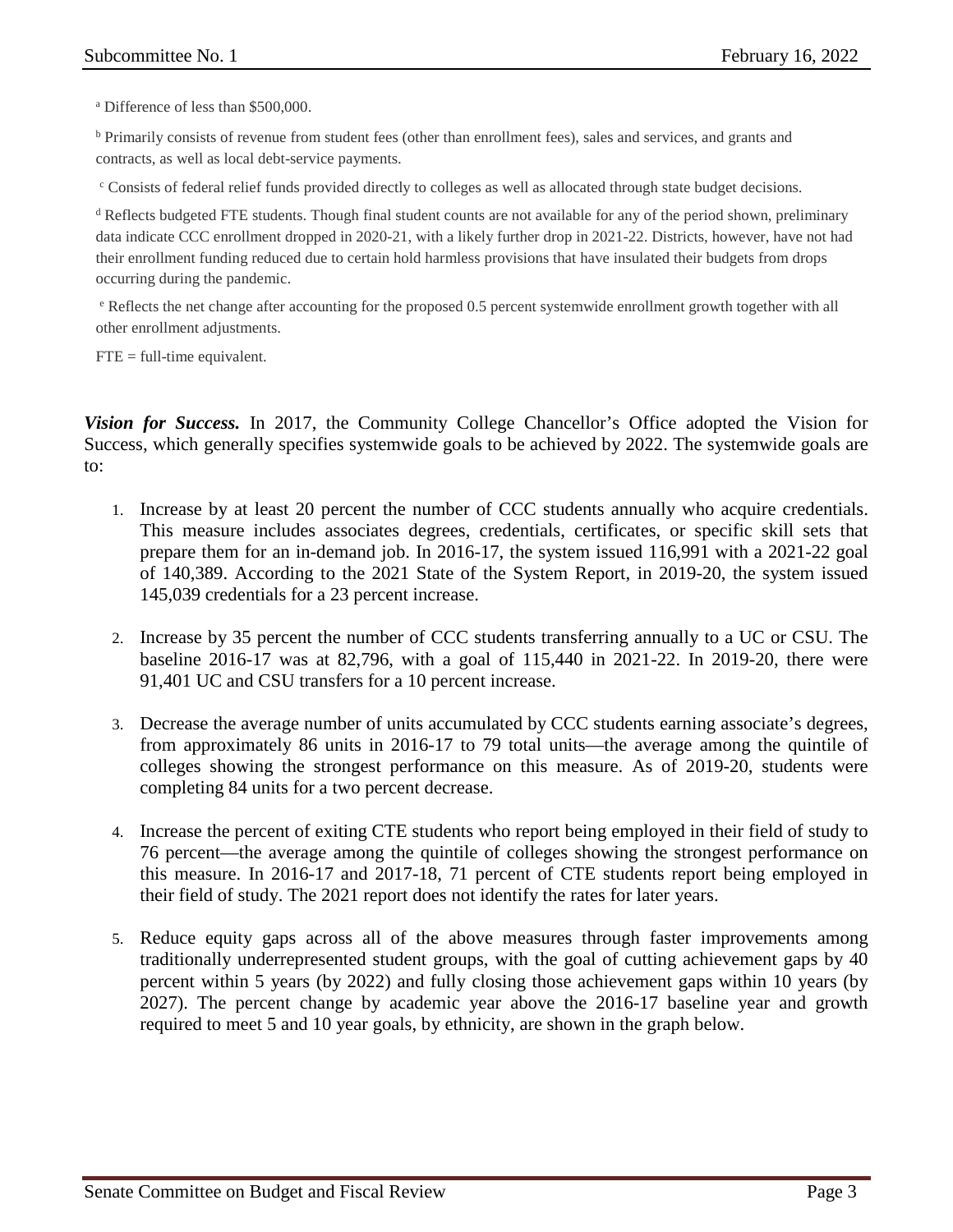[a] Difference of less than $500,000.

[b] Primarily consists of revenue from student fees (other than enrollment fees), sales and services, and grants and contracts, as well as local debt-service payments.

[c] Consists of federal relief funds provided directly to colleges as well as allocated through state budget decisions.

[d] Reflects budgeted FTE students. Though final student counts are not available for any of the period shown, preliminary data indicate CCC enrollment dropped in 2020-21, with a likely further drop in 2021-22. Districts, however, have not had their enrollment funding reduced due to certain hold harmless provisions that have insulated their budgets from drops occurring during the pandemic.

[e] Reflects the net change after accounting for the proposed 0.5 percent systemwide enrollment growth together with all other enrollment adjustments.

FTE = full-time equivalent.

***Vision for Success.*** In 2017, the Community College Chancellor's Office adopted the Vision for Success, which generally specifies systemwide goals to be achieved by 2022. The systemwide goals are to:

1. Increase by at least 20 percent the number of CCC students annually who acquire credentials. This measure includes associates degrees, credentials, certificates, or specific skill sets that prepare them for an in-demand job. In 2016-17, the system issued 116,991 with a 2021-22 goal of 140,389. According to the 2021 State of the System Report, in 2019-20, the system issued 145,039 credentials for a 23 percent increase.

2. Increase by 35 percent the number of CCC students transferring annually to a UC or CSU. The baseline 2016-17 was at 82,796, with a goal of 115,440 in 2021-22. In 2019-20, there were 91,401 UC and CSU transfers for a 10 percent increase.

3. Decrease the average number of units accumulated by CCC students earning associate's degrees, from approximately 86 units in 2016-17 to 79 total units—the average among the quintile of colleges showing the strongest performance on this measure. As of 2019-20, students were completing 84 units for a two percent decrease.

4. Increase the percent of exiting CTE students who report being employed in their field of study to 76 percent—the average among the quintile of colleges showing the strongest performance on this measure. In 2016-17 and 2017-18, 71 percent of CTE students report being employed in their field of study. The 2021 report does not identify the rates for later years.

5. Reduce equity gaps across all of the above measures through faster improvements among traditionally underrepresented student groups, with the goal of cutting achievement gaps by 40 percent within 5 years (by 2022) and fully closing those achievement gaps within 10 years (by 2027). The percent change by academic year above the 2016-17 baseline year and growth required to meet 5 and 10 year goals, by ethnicity, are shown in the graph below.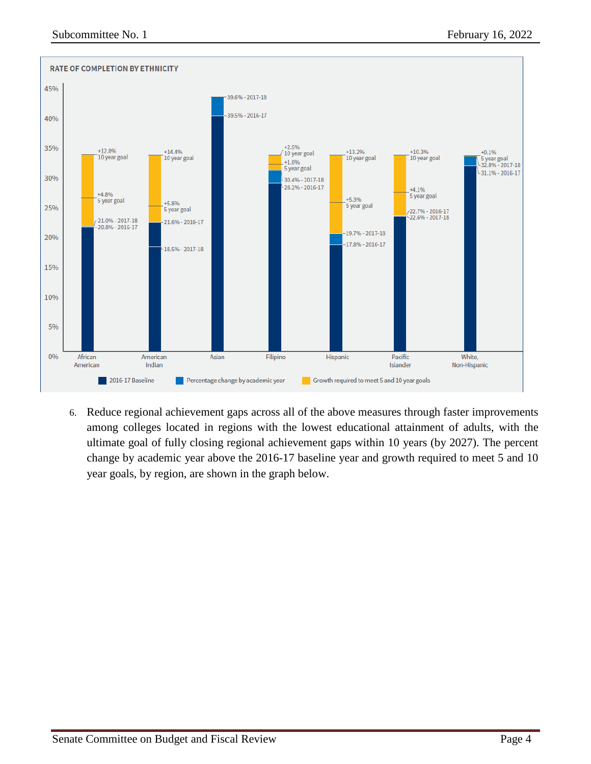**RATE OF COMPLETION BY ETHNICITY**

| Ethnicity | 2016-17 | 2017-18 | 5 year goal | 10 year goal |
|---|---|---|---|---|
| African American | 20.8% | 21.0% | +4.8% | +12.0% |
| American Indian | 21.6% | 18.5% | +5.8% | +14.4% |
| Asian | 39.5% | 39.6% | | |
| Filipino | 28.2% | 30.4% | +1.0% | +2.5% |
| Hispanic | 17.8% | 19.7% | +5.3% | +13.2% |
| Pacific Islander | 22.7% | 22.6% | +4.1% | +10.3% |
| White, Non-Hispanic | 31.1% | 32.8% | +0.1% | |

Legend: 2016-17 Baseline; Percentage change by academic year; Growth required to meet 5 and 10 year goals

6. Reduce regional achievement gaps across all of the above measures through faster improvements among colleges located in regions with the lowest educational attainment of adults, with the ultimate goal of fully closing regional achievement gaps within 10 years (by 2027). The percent change by academic year above the 2016-17 baseline year and growth required to meet 5 and 10 year goals, by region, are shown in the graph below.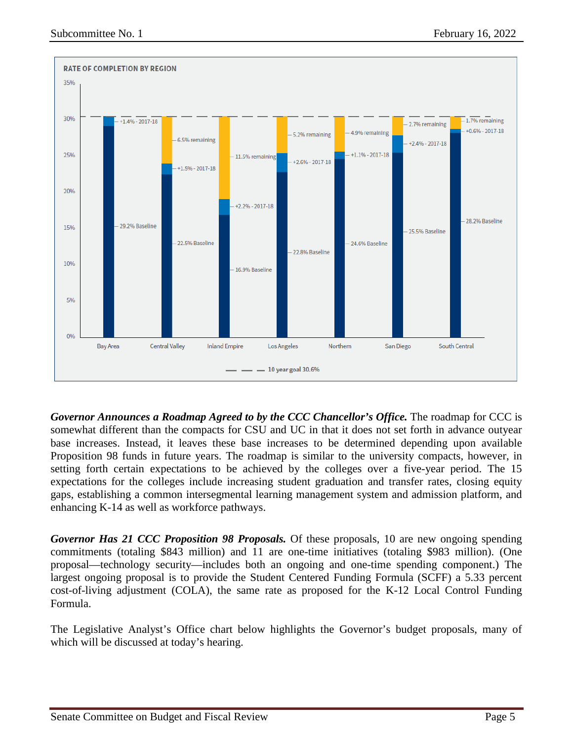**RATE OF COMPLETION BY REGION**

| Region | Baseline | 2017-18 | Remaining |
| --- | --- | --- | --- |
| Bay Area | 29.2% Baseline | +1.4% - 2017-18 | |
| Central Valley | 22.5% Baseline | +1.5% - 2017-18 | 6.5% remaining |
| Inland Empire | 16.9% Baseline | +2.2% - 2017-18 | 11.5% remaining |
| Los Angeles | 22.8% Baseline | +2.6% - 2017-18 | 5.2% remaining |
| Northern | 24.6% Baseline | +1.1% - 2017-18 | 4.9% remaining |
| San Diego | 25.5% Baseline | +2.4% - 2017-18 | 2.7% remaining |
| South Central | 28.2% Baseline | +0.6% - 2017-18 | 1.7% remaining |

10 year goal 30.6%

***Governor Announces a Roadmap Agreed to by the CCC Chancellor's Office.*** The roadmap for CCC is somewhat different than the compacts for CSU and UC in that it does not set forth in advance outyear base increases. Instead, it leaves these base increases to be determined depending upon available Proposition 98 funds in future years. The roadmap is similar to the university compacts, however, in setting forth certain expectations to be achieved by the colleges over a five-year period. The 15 expectations for the colleges include increasing student graduation and transfer rates, closing equity gaps, establishing a common intersegmental learning management system and admission platform, and enhancing K-14 as well as workforce pathways.

***Governor Has 21 CCC Proposition 98 Proposals.*** Of these proposals, 10 are new ongoing spending commitments (totaling $843 million) and 11 are one-time initiatives (totaling $983 million). (One proposal—technology security—includes both an ongoing and one-time spending component.) The largest ongoing proposal is to provide the Student Centered Funding Formula (SCFF) a 5.33 percent cost-of-living adjustment (COLA), the same rate as proposed for the K-12 Local Control Funding Formula.

The Legislative Analyst's Office chart below highlights the Governor's budget proposals, many of which will be discussed at today's hearing.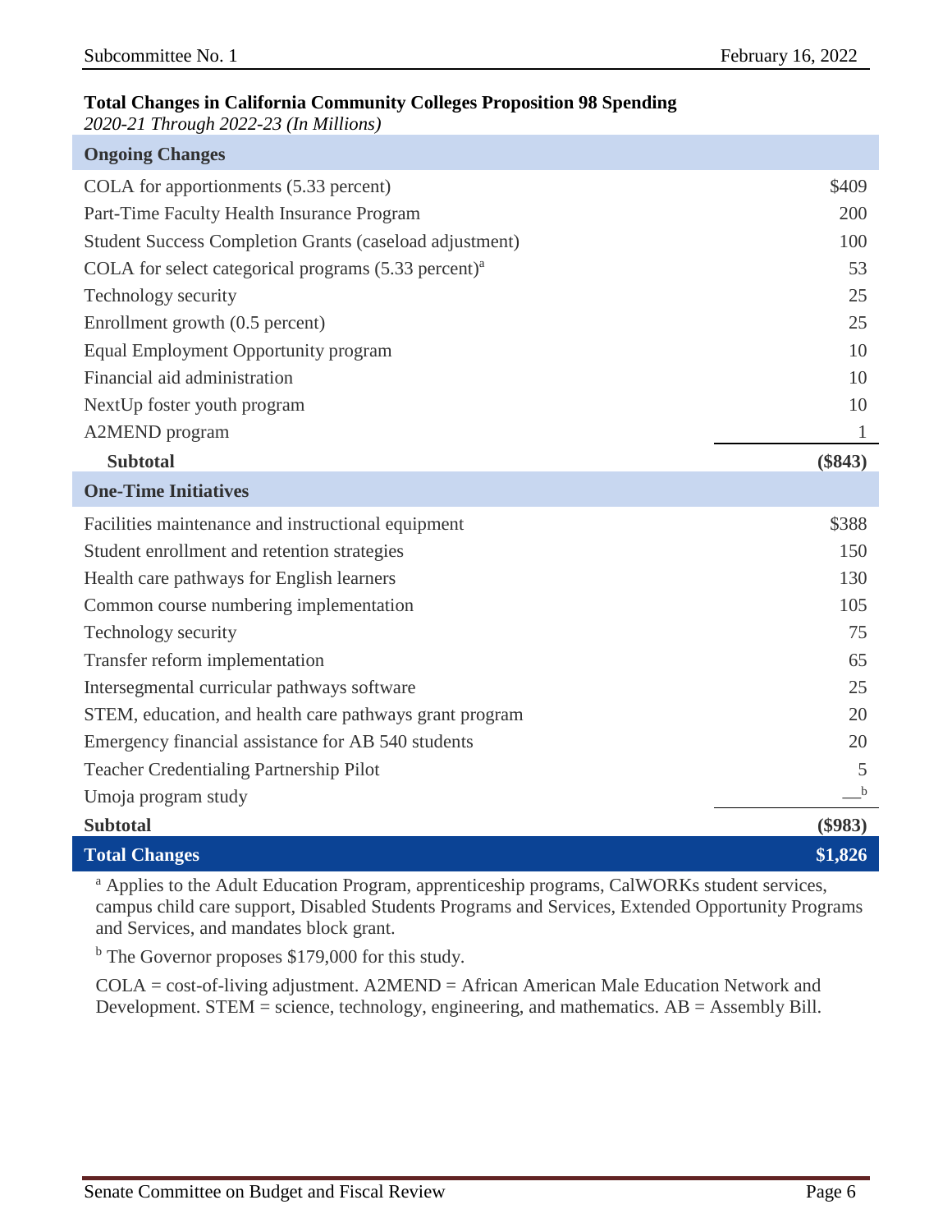**Total Changes in California Community Colleges Proposition 98 Spending**
*2020-21 Through 2022-23 (In Millions)*

| Ongoing Changes | |
|---|---|
| COLA for apportionments (5.33 percent) | $409 |
| Part-Time Faculty Health Insurance Program | 200 |
| Student Success Completion Grants (caseload adjustment) | 100 |
| COLA for select categorical programs (5.33 percent)[a] | 53 |
| Technology security | 25 |
| Enrollment growth (0.5 percent) | 25 |
| Equal Employment Opportunity program | 10 |
| Financial aid administration | 10 |
| NextUp foster youth program | 10 |
| A2MEND program | 1 |
| **Subtotal** | **($843)** |
| **One-Time Initiatives** | |
| Facilities maintenance and instructional equipment | $388 |
| Student enrollment and retention strategies | 150 |
| Health care pathways for English learners | 130 |
| Common course numbering implementation | 105 |
| Technology security | 75 |
| Transfer reform implementation | 65 |
| Intersegmental curricular pathways software | 25 |
| STEM, education, and health care pathways grant program | 20 |
| Emergency financial assistance for AB 540 students | 20 |
| Teacher Credentialing Partnership Pilot | 5 |
| Umoja program study | —[b] |
| **Subtotal** | **($983)** |
| **Total Changes** | **$1,826** |

[a] Applies to the Adult Education Program, apprenticeship programs, CalWORKs student services, campus child care support, Disabled Students Programs and Services, Extended Opportunity Programs and Services, and mandates block grant.

[b] The Governor proposes $179,000 for this study.

COLA = cost-of-living adjustment. A2MEND = African American Male Education Network and Development. STEM = science, technology, engineering, and mathematics. AB = Assembly Bill.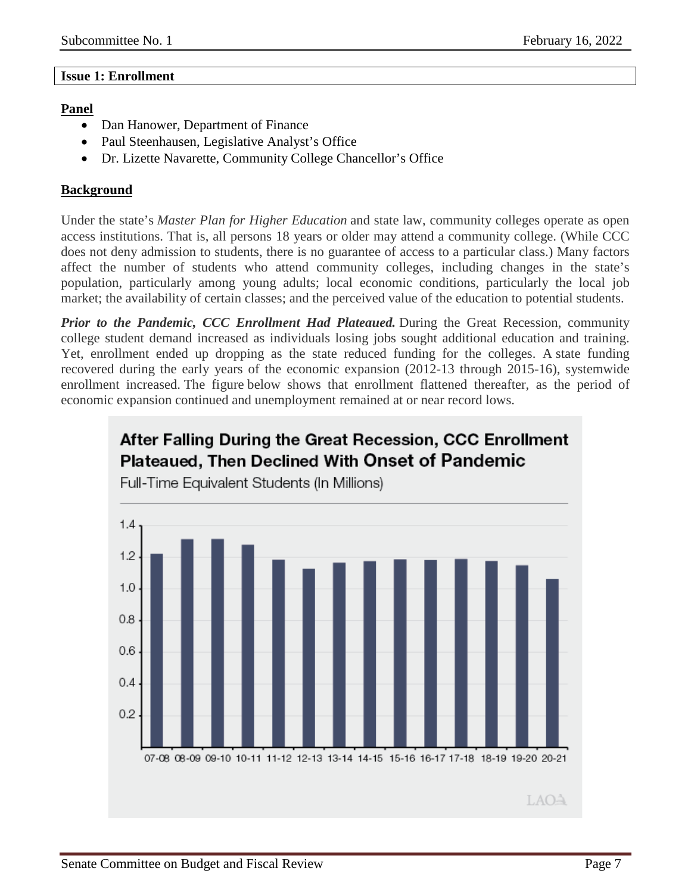## Issue 1: Enrollment

**Panel**

- Dan Hanower, Department of Finance
- Paul Steenhausen, Legislative Analyst's Office
- Dr. Lizette Navarette, Community College Chancellor's Office

**Background**

Under the state's *Master Plan for Higher Education* and state law, community colleges operate as open access institutions. That is, all persons 18 years or older may attend a community college. (While CCC does not deny admission to students, there is no guarantee of access to a particular class.) Many factors affect the number of students who attend community colleges, including changes in the state's population, particularly among young adults; local economic conditions, particularly the local job market; the availability of certain classes; and the perceived value of the education to potential students.

***Prior to the Pandemic, CCC Enrollment Had Plateaued.*** During the Great Recession, community college student demand increased as individuals losing jobs sought additional education and training. Yet, enrollment ended up dropping as the state reduced funding for the colleges. A state funding recovered during the early years of the economic expansion (2012-13 through 2015-16), systemwide enrollment increased. The figure below shows that enrollment flattened thereafter, as the period of economic expansion continued and unemployment remained at or near record lows.

**After Falling During the Great Recession, CCC Enrollment Plateaued, Then Declined With Onset of Pandemic**

Full-Time Equivalent Students (In Millions)

Chart x-axis labels: 07-08, 08-09, 09-10, 10-11, 11-12, 12-13, 13-14, 14-15, 15-16, 16-17, 17-18, 18-19, 19-20, 20-21

Chart y-axis labels: 0.2, 0.4, 0.6, 0.8, 1.0, 1.2, 1.4

LAO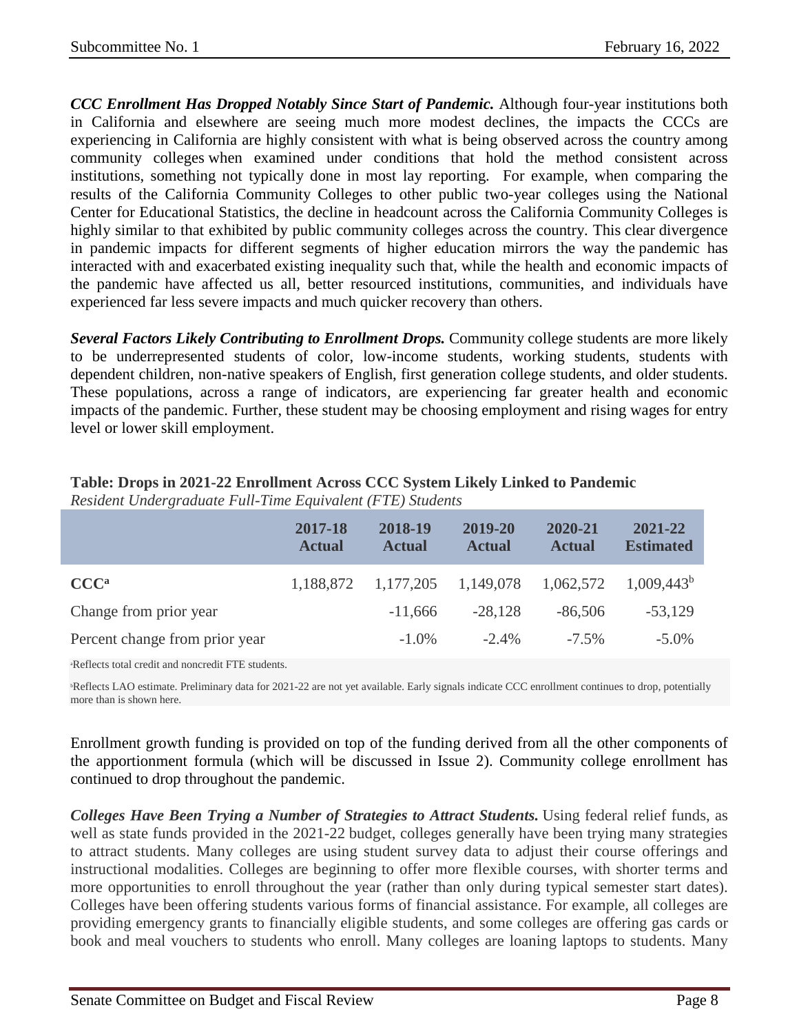***CCC Enrollment Has Dropped Notably Since Start of Pandemic.*** Although four-year institutions both in California and elsewhere are seeing much more modest declines, the impacts the CCCs are experiencing in California are highly consistent with what is being observed across the country among community colleges when examined under conditions that hold the method consistent across institutions, something not typically done in most lay reporting. For example, when comparing the results of the California Community Colleges to other public two-year colleges using the National Center for Educational Statistics, the decline in headcount across the California Community Colleges is highly similar to that exhibited by public community colleges across the country. This clear divergence in pandemic impacts for different segments of higher education mirrors the way the pandemic has interacted with and exacerbated existing inequality such that, while the health and economic impacts of the pandemic have affected us all, better resourced institutions, communities, and individuals have experienced far less severe impacts and much quicker recovery than others.

***Several Factors Likely Contributing to Enrollment Drops.*** Community college students are more likely to be underrepresented students of color, low-income students, working students, students with dependent children, non-native speakers of English, first generation college students, and older students. These populations, across a range of indicators, are experiencing far greater health and economic impacts of the pandemic. Further, these student may be choosing employment and rising wages for entry level or lower skill employment.

**Table: Drops in 2021-22 Enrollment Across CCC System Likely Linked to Pandemic**
*Resident Undergraduate Full-Time Equivalent (FTE) Students*

| | 2017-18 Actual | 2018-19 Actual | 2019-20 Actual | 2020-21 Actual | 2021-22 Estimated |
|---|---|---|---|---|---|
| **CCC**[a] | 1,188,872 | 1,177,205 | 1,149,078 | 1,062,572 | 1,009,443[b] |
| Change from prior year | | -11,666 | -28,128 | -86,506 | -53,129 |
| Percent change from prior year | | -1.0% | -2.4% | -7.5% | -5.0% |

[a]Reflects total credit and noncredit FTE students.

[b]Reflects LAO estimate. Preliminary data for 2021-22 are not yet available. Early signals indicate CCC enrollment continues to drop, potentially more than is shown here.

Enrollment growth funding is provided on top of the funding derived from all the other components of the apportionment formula (which will be discussed in Issue 2). Community college enrollment has continued to drop throughout the pandemic.

***Colleges Have Been Trying a Number of Strategies to Attract Students.*** Using federal relief funds, as well as state funds provided in the 2021-22 budget, colleges generally have been trying many strategies to attract students. Many colleges are using student survey data to adjust their course offerings and instructional modalities. Colleges are beginning to offer more flexible courses, with shorter terms and more opportunities to enroll throughout the year (rather than only during typical semester start dates). Colleges have been offering students various forms of financial assistance. For example, all colleges are providing emergency grants to financially eligible students, and some colleges are offering gas cards or book and meal vouchers to students who enroll. Many colleges are loaning laptops to students. Many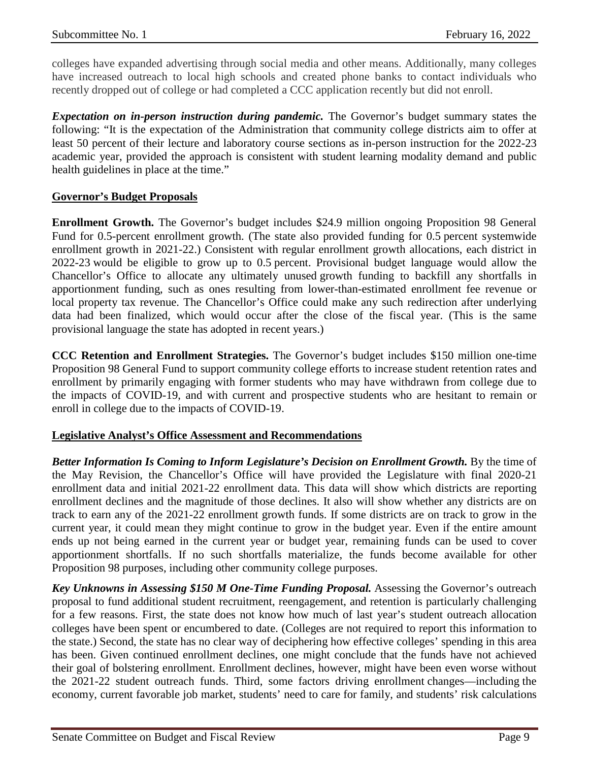colleges have expanded advertising through social media and other means. Additionally, many colleges have increased outreach to local high schools and created phone banks to contact individuals who recently dropped out of college or had completed a CCC application recently but did not enroll.

***Expectation on in-person instruction during pandemic.*** The Governor's budget summary states the following: "It is the expectation of the Administration that community college districts aim to offer at least 50 percent of their lecture and laboratory course sections as in-person instruction for the 2022-23 academic year, provided the approach is consistent with student learning modality demand and public health guidelines in place at the time."

**Governor's Budget Proposals**

**Enrollment Growth.** The Governor's budget includes $24.9 million ongoing Proposition 98 General Fund for 0.5-percent enrollment growth. (The state also provided funding for 0.5 percent systemwide enrollment growth in 2021-22.) Consistent with regular enrollment growth allocations, each district in 2022-23 would be eligible to grow up to 0.5 percent. Provisional budget language would allow the Chancellor's Office to allocate any ultimately unused growth funding to backfill any shortfalls in apportionment funding, such as ones resulting from lower-than-estimated enrollment fee revenue or local property tax revenue. The Chancellor's Office could make any such redirection after underlying data had been finalized, which would occur after the close of the fiscal year. (This is the same provisional language the state has adopted in recent years.)

**CCC Retention and Enrollment Strategies.** The Governor's budget includes $150 million one-time Proposition 98 General Fund to support community college efforts to increase student retention rates and enrollment by primarily engaging with former students who may have withdrawn from college due to the impacts of COVID-19, and with current and prospective students who are hesitant to remain or enroll in college due to the impacts of COVID-19.

**Legislative Analyst's Office Assessment and Recommendations**

***Better Information Is Coming to Inform Legislature's Decision on Enrollment Growth.*** By the time of the May Revision, the Chancellor's Office will have provided the Legislature with final 2020-21 enrollment data and initial 2021-22 enrollment data. This data will show which districts are reporting enrollment declines and the magnitude of those declines. It also will show whether any districts are on track to earn any of the 2021-22 enrollment growth funds. If some districts are on track to grow in the current year, it could mean they might continue to grow in the budget year. Even if the entire amount ends up not being earned in the current year or budget year, remaining funds can be used to cover apportionment shortfalls. If no such shortfalls materialize, the funds become available for other Proposition 98 purposes, including other community college purposes.

***Key Unknowns in Assessing $150 M One-Time Funding Proposal.*** Assessing the Governor's outreach proposal to fund additional student recruitment, reengagement, and retention is particularly challenging for a few reasons. First, the state does not know how much of last year's student outreach allocation colleges have been spent or encumbered to date. (Colleges are not required to report this information to the state.) Second, the state has no clear way of deciphering how effective colleges' spending in this area has been. Given continued enrollment declines, one might conclude that the funds have not achieved their goal of bolstering enrollment. Enrollment declines, however, might have been even worse without the 2021-22 student outreach funds. Third, some factors driving enrollment changes—including the economy, current favorable job market, students' need to care for family, and students' risk calculations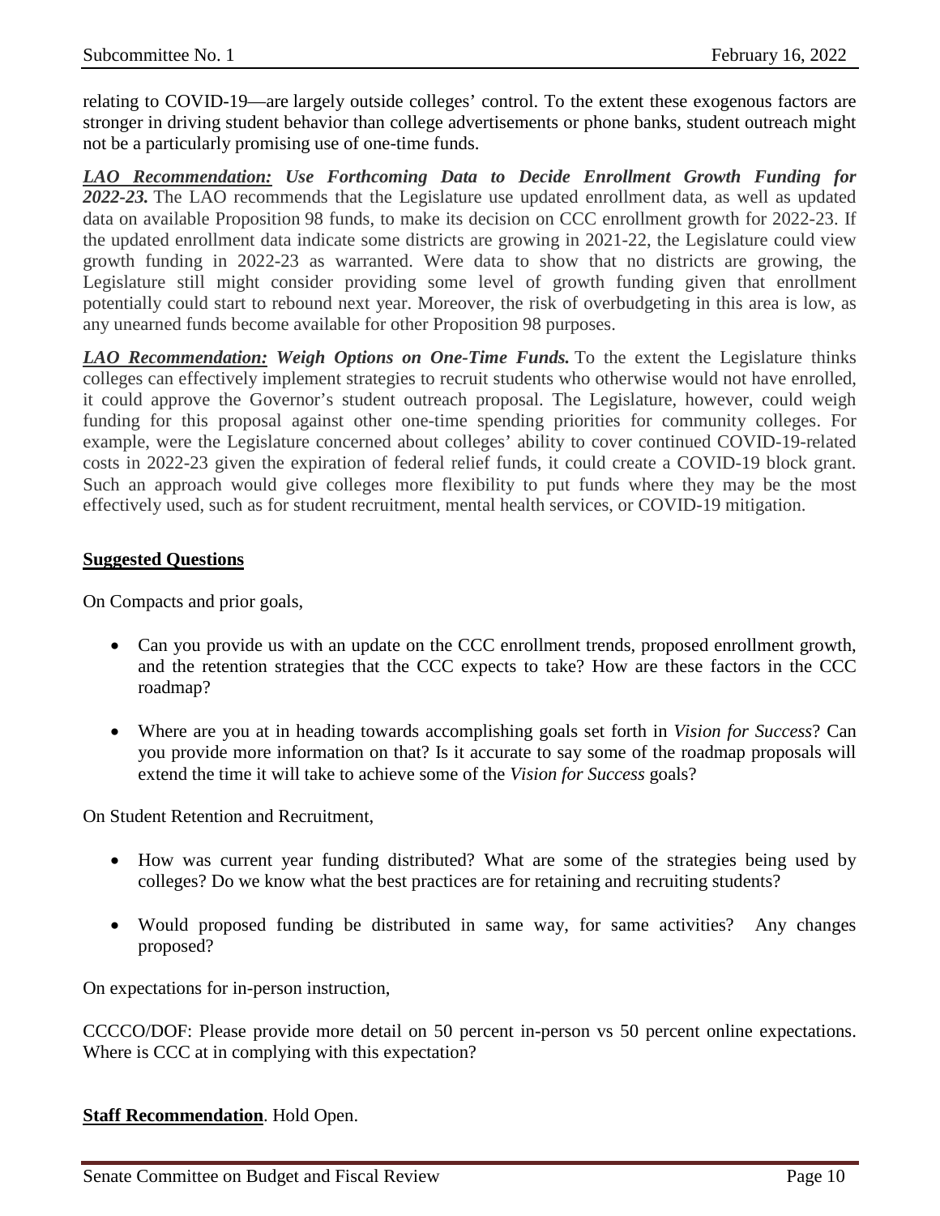relating to COVID-19—are largely outside colleges' control. To the extent these exogenous factors are stronger in driving student behavior than college advertisements or phone banks, student outreach might not be a particularly promising use of one-time funds.

***LAO Recommendation:* Use Forthcoming Data to Decide Enrollment Growth Funding for 2022-23.** The LAO recommends that the Legislature use updated enrollment data, as well as updated data on available Proposition 98 funds, to make its decision on CCC enrollment growth for 2022-23. If the updated enrollment data indicate some districts are growing in 2021-22, the Legislature could view growth funding in 2022-23 as warranted. Were data to show that no districts are growing, the Legislature still might consider providing some level of growth funding given that enrollment potentially could start to rebound next year. Moreover, the risk of overbudgeting in this area is low, as any unearned funds become available for other Proposition 98 purposes.

***LAO Recommendation:* Weigh Options on One-Time Funds.** To the extent the Legislature thinks colleges can effectively implement strategies to recruit students who otherwise would not have enrolled, it could approve the Governor's student outreach proposal. The Legislature, however, could weigh funding for this proposal against other one-time spending priorities for community colleges. For example, were the Legislature concerned about colleges' ability to cover continued COVID-19-related costs in 2022-23 given the expiration of federal relief funds, it could create a COVID-19 block grant. Such an approach would give colleges more flexibility to put funds where they may be the most effectively used, such as for student recruitment, mental health services, or COVID-19 mitigation.

**Suggested Questions**

On Compacts and prior goals,

- Can you provide us with an update on the CCC enrollment trends, proposed enrollment growth, and the retention strategies that the CCC expects to take? How are these factors in the CCC roadmap?
- Where are you at in heading towards accomplishing goals set forth in *Vision for Success*? Can you provide more information on that? Is it accurate to say some of the roadmap proposals will extend the time it will take to achieve some of the *Vision for Success* goals?

On Student Retention and Recruitment,

- How was current year funding distributed? What are some of the strategies being used by colleges? Do we know what the best practices are for retaining and recruiting students?
- Would proposed funding be distributed in same way, for same activities? Any changes proposed?

On expectations for in-person instruction,

CCCCO/DOF: Please provide more detail on 50 percent in-person vs 50 percent online expectations. Where is CCC at in complying with this expectation?

**Staff Recommendation**. Hold Open.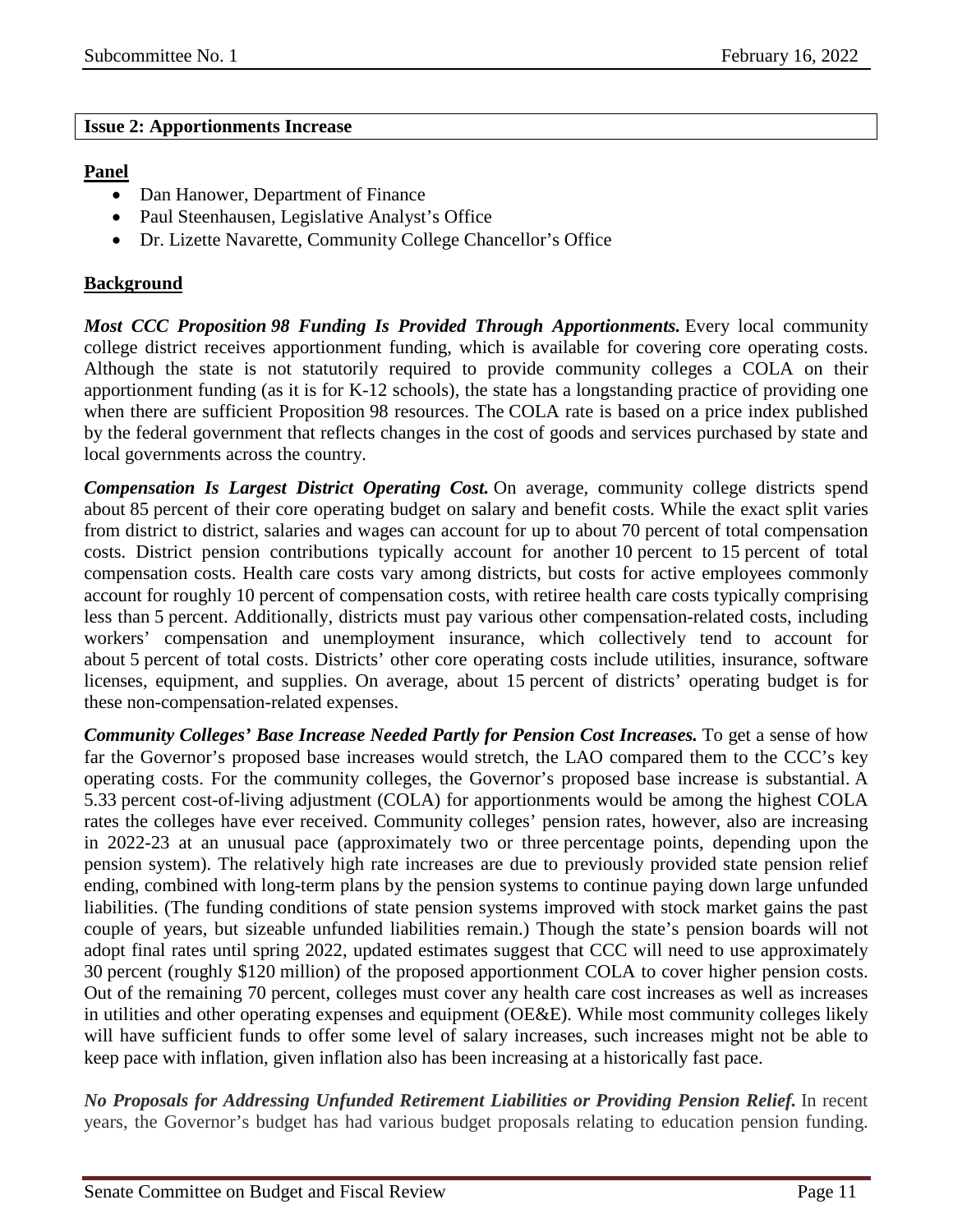**Issue 2: Apportionments Increase**

**Panel**

- Dan Hanower, Department of Finance
- Paul Steenhausen, Legislative Analyst's Office
- Dr. Lizette Navarette, Community College Chancellor's Office

**Background**

***Most CCC Proposition 98 Funding Is Provided Through Apportionments.*** Every local community college district receives apportionment funding, which is available for covering core operating costs. Although the state is not statutorily required to provide community colleges a COLA on their apportionment funding (as it is for K-12 schools), the state has a longstanding practice of providing one when there are sufficient Proposition 98 resources. The COLA rate is based on a price index published by the federal government that reflects changes in the cost of goods and services purchased by state and local governments across the country.

***Compensation Is Largest District Operating Cost.*** On average, community college districts spend about 85 percent of their core operating budget on salary and benefit costs. While the exact split varies from district to district, salaries and wages can account for up to about 70 percent of total compensation costs. District pension contributions typically account for another 10 percent to 15 percent of total compensation costs. Health care costs vary among districts, but costs for active employees commonly account for roughly 10 percent of compensation costs, with retiree health care costs typically comprising less than 5 percent. Additionally, districts must pay various other compensation-related costs, including workers' compensation and unemployment insurance, which collectively tend to account for about 5 percent of total costs. Districts' other core operating costs include utilities, insurance, software licenses, equipment, and supplies. On average, about 15 percent of districts' operating budget is for these non-compensation-related expenses.

***Community Colleges' Base Increase Needed Partly for Pension Cost Increases.*** To get a sense of how far the Governor's proposed base increases would stretch, the LAO compared them to the CCC's key operating costs. For the community colleges, the Governor's proposed base increase is substantial. A 5.33 percent cost-of-living adjustment (COLA) for apportionments would be among the highest COLA rates the colleges have ever received. Community colleges' pension rates, however, also are increasing in 2022-23 at an unusual pace (approximately two or three percentage points, depending upon the pension system). The relatively high rate increases are due to previously provided state pension relief ending, combined with long-term plans by the pension systems to continue paying down large unfunded liabilities. (The funding conditions of state pension systems improved with stock market gains the past couple of years, but sizeable unfunded liabilities remain.) Though the state's pension boards will not adopt final rates until spring 2022, updated estimates suggest that CCC will need to use approximately 30 percent (roughly $120 million) of the proposed apportionment COLA to cover higher pension costs. Out of the remaining 70 percent, colleges must cover any health care cost increases as well as increases in utilities and other operating expenses and equipment (OE&E). While most community colleges likely will have sufficient funds to offer some level of salary increases, such increases might not be able to keep pace with inflation, given inflation also has been increasing at a historically fast pace.

***No Proposals for Addressing Unfunded Retirement Liabilities or Providing Pension Relief.*** In recent years, the Governor's budget has had various budget proposals relating to education pension funding.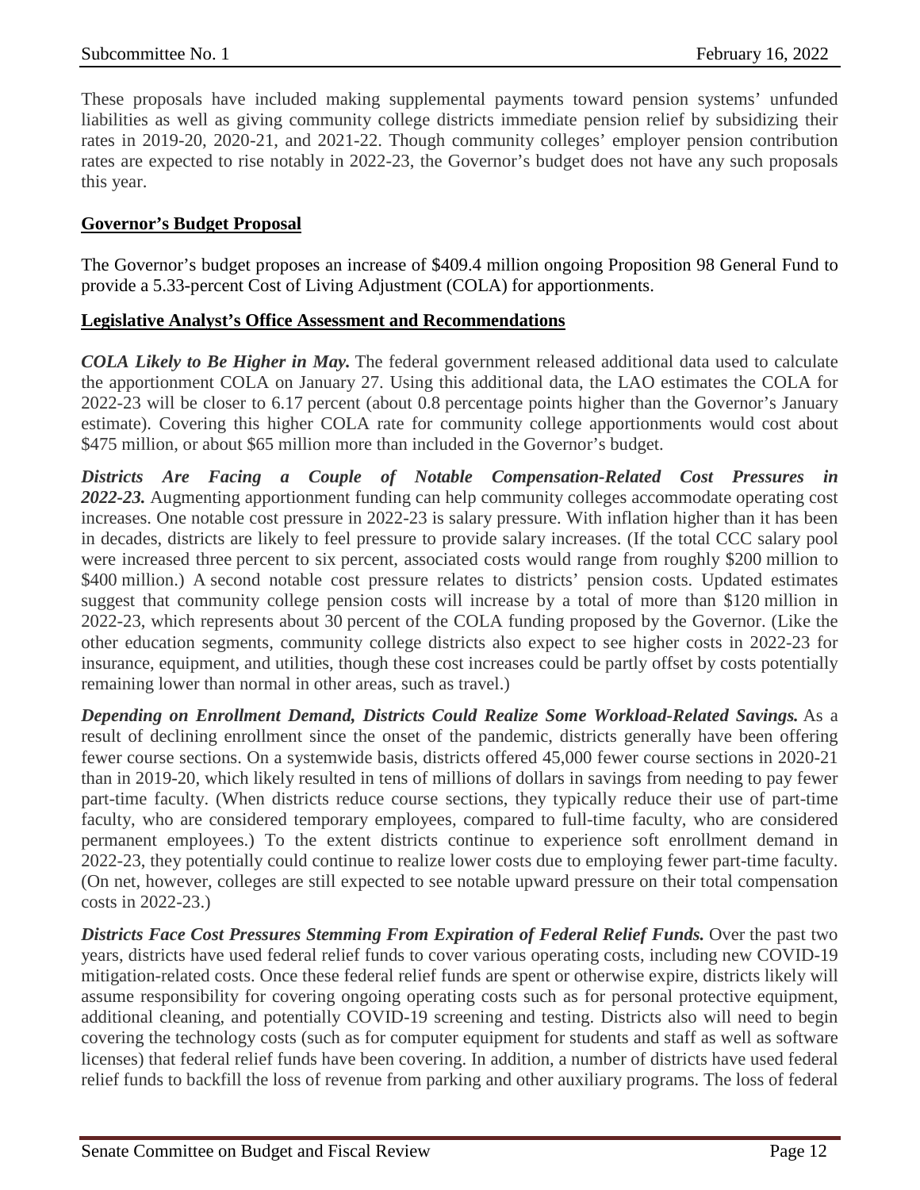These proposals have included making supplemental payments toward pension systems' unfunded liabilities as well as giving community college districts immediate pension relief by subsidizing their rates in 2019-20, 2020-21, and 2021-22. Though community colleges' employer pension contribution rates are expected to rise notably in 2022-23, the Governor's budget does not have any such proposals this year.

**Governor's Budget Proposal**

The Governor's budget proposes an increase of $409.4 million ongoing Proposition 98 General Fund to provide a 5.33-percent Cost of Living Adjustment (COLA) for apportionments.

**Legislative Analyst's Office Assessment and Recommendations**

***COLA Likely to Be Higher in May.*** The federal government released additional data used to calculate the apportionment COLA on January 27. Using this additional data, the LAO estimates the COLA for 2022-23 will be closer to 6.17 percent (about 0.8 percentage points higher than the Governor's January estimate). Covering this higher COLA rate for community college apportionments would cost about $475 million, or about $65 million more than included in the Governor's budget.

***Districts Are Facing a Couple of Notable Compensation-Related Cost Pressures in 2022-23.*** Augmenting apportionment funding can help community colleges accommodate operating cost increases. One notable cost pressure in 2022-23 is salary pressure. With inflation higher than it has been in decades, districts are likely to feel pressure to provide salary increases. (If the total CCC salary pool were increased three percent to six percent, associated costs would range from roughly $200 million to $400 million.) A second notable cost pressure relates to districts' pension costs. Updated estimates suggest that community college pension costs will increase by a total of more than $120 million in 2022-23, which represents about 30 percent of the COLA funding proposed by the Governor. (Like the other education segments, community college districts also expect to see higher costs in 2022-23 for insurance, equipment, and utilities, though these cost increases could be partly offset by costs potentially remaining lower than normal in other areas, such as travel.)

***Depending on Enrollment Demand, Districts Could Realize Some Workload-Related Savings.*** As a result of declining enrollment since the onset of the pandemic, districts generally have been offering fewer course sections. On a systemwide basis, districts offered 45,000 fewer course sections in 2020-21 than in 2019-20, which likely resulted in tens of millions of dollars in savings from needing to pay fewer part-time faculty. (When districts reduce course sections, they typically reduce their use of part-time faculty, who are considered temporary employees, compared to full-time faculty, who are considered permanent employees.) To the extent districts continue to experience soft enrollment demand in 2022-23, they potentially could continue to realize lower costs due to employing fewer part-time faculty. (On net, however, colleges are still expected to see notable upward pressure on their total compensation costs in 2022-23.)

***Districts Face Cost Pressures Stemming From Expiration of Federal Relief Funds.*** Over the past two years, districts have used federal relief funds to cover various operating costs, including new COVID-19 mitigation-related costs. Once these federal relief funds are spent or otherwise expire, districts likely will assume responsibility for covering ongoing operating costs such as for personal protective equipment, additional cleaning, and potentially COVID-19 screening and testing. Districts also will need to begin covering the technology costs (such as for computer equipment for students and staff as well as software licenses) that federal relief funds have been covering. In addition, a number of districts have used federal relief funds to backfill the loss of revenue from parking and other auxiliary programs. The loss of federal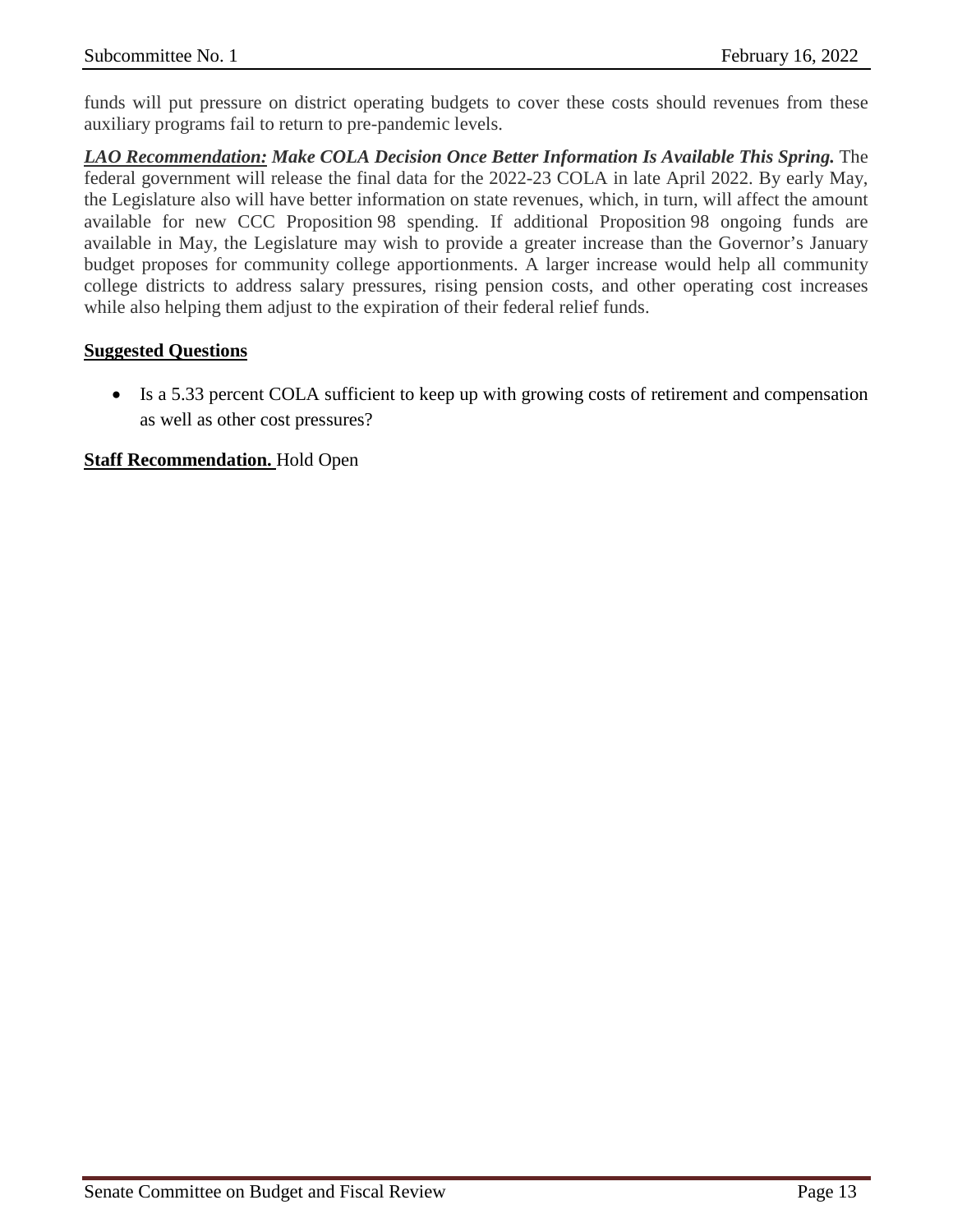funds will put pressure on district operating budgets to cover these costs should revenues from these auxiliary programs fail to return to pre-pandemic levels.

***LAO Recommendation:* Make COLA Decision Once Better Information Is Available This Spring.** The federal government will release the final data for the 2022-23 COLA in late April 2022. By early May, the Legislature also will have better information on state revenues, which, in turn, will affect the amount available for new CCC Proposition 98 spending. If additional Proposition 98 ongoing funds are available in May, the Legislature may wish to provide a greater increase than the Governor's January budget proposes for community college apportionments. A larger increase would help all community college districts to address salary pressures, rising pension costs, and other operating cost increases while also helping them adjust to the expiration of their federal relief funds.

**Suggested Questions**

- Is a 5.33 percent COLA sufficient to keep up with growing costs of retirement and compensation as well as other cost pressures?

**Staff Recommendation.** Hold Open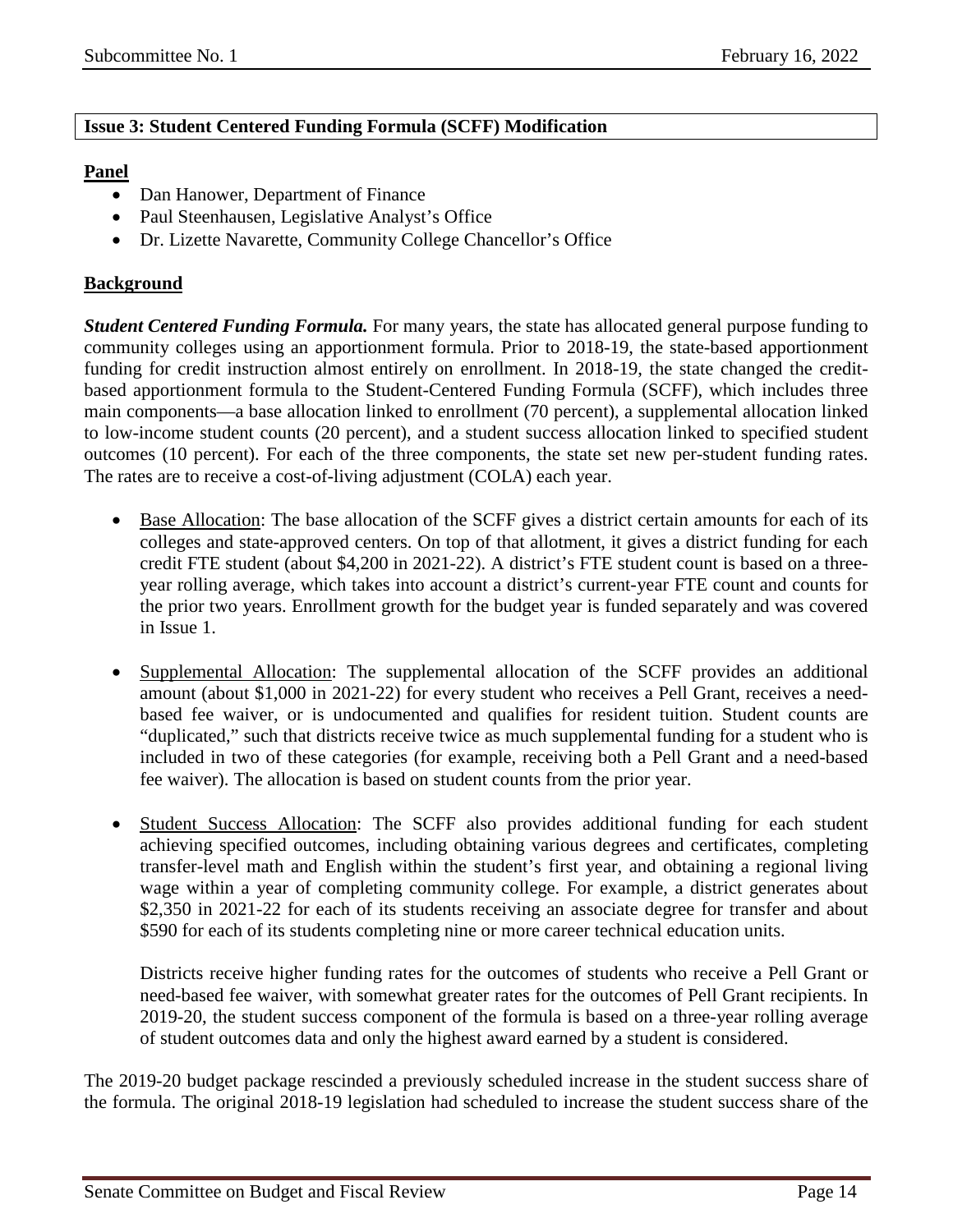**Issue 3: Student Centered Funding Formula (SCFF) Modification**

**Panel**

- Dan Hanower, Department of Finance
- Paul Steenhausen, Legislative Analyst's Office
- Dr. Lizette Navarette, Community College Chancellor's Office

**Background**

***Student Centered Funding Formula.*** For many years, the state has allocated general purpose funding to community colleges using an apportionment formula. Prior to 2018-19, the state-based apportionment funding for credit instruction almost entirely on enrollment. In 2018-19, the state changed the credit-based apportionment formula to the Student-Centered Funding Formula (SCFF), which includes three main components—a base allocation linked to enrollment (70 percent), a supplemental allocation linked to low-income student counts (20 percent), and a student success allocation linked to specified student outcomes (10 percent). For each of the three components, the state set new per-student funding rates. The rates are to receive a cost-of-living adjustment (COLA) each year.

- Base Allocation: The base allocation of the SCFF gives a district certain amounts for each of its colleges and state-approved centers. On top of that allotment, it gives a district funding for each credit FTE student (about $4,200 in 2021-22). A district's FTE student count is based on a three-year rolling average, which takes into account a district's current-year FTE count and counts for the prior two years. Enrollment growth for the budget year is funded separately and was covered in Issue 1.

- Supplemental Allocation: The supplemental allocation of the SCFF provides an additional amount (about $1,000 in 2021-22) for every student who receives a Pell Grant, receives a need-based fee waiver, or is undocumented and qualifies for resident tuition. Student counts are "duplicated," such that districts receive twice as much supplemental funding for a student who is included in two of these categories (for example, receiving both a Pell Grant and a need-based fee waiver). The allocation is based on student counts from the prior year.

- Student Success Allocation: The SCFF also provides additional funding for each student achieving specified outcomes, including obtaining various degrees and certificates, completing transfer-level math and English within the student's first year, and obtaining a regional living wage within a year of completing community college. For example, a district generates about $2,350 in 2021-22 for each of its students receiving an associate degree for transfer and about $590 for each of its students completing nine or more career technical education units.

  Districts receive higher funding rates for the outcomes of students who receive a Pell Grant or need-based fee waiver, with somewhat greater rates for the outcomes of Pell Grant recipients. In 2019-20, the student success component of the formula is based on a three-year rolling average of student outcomes data and only the highest award earned by a student is considered.

The 2019-20 budget package rescinded a previously scheduled increase in the student success share of the formula. The original 2018-19 legislation had scheduled to increase the student success share of the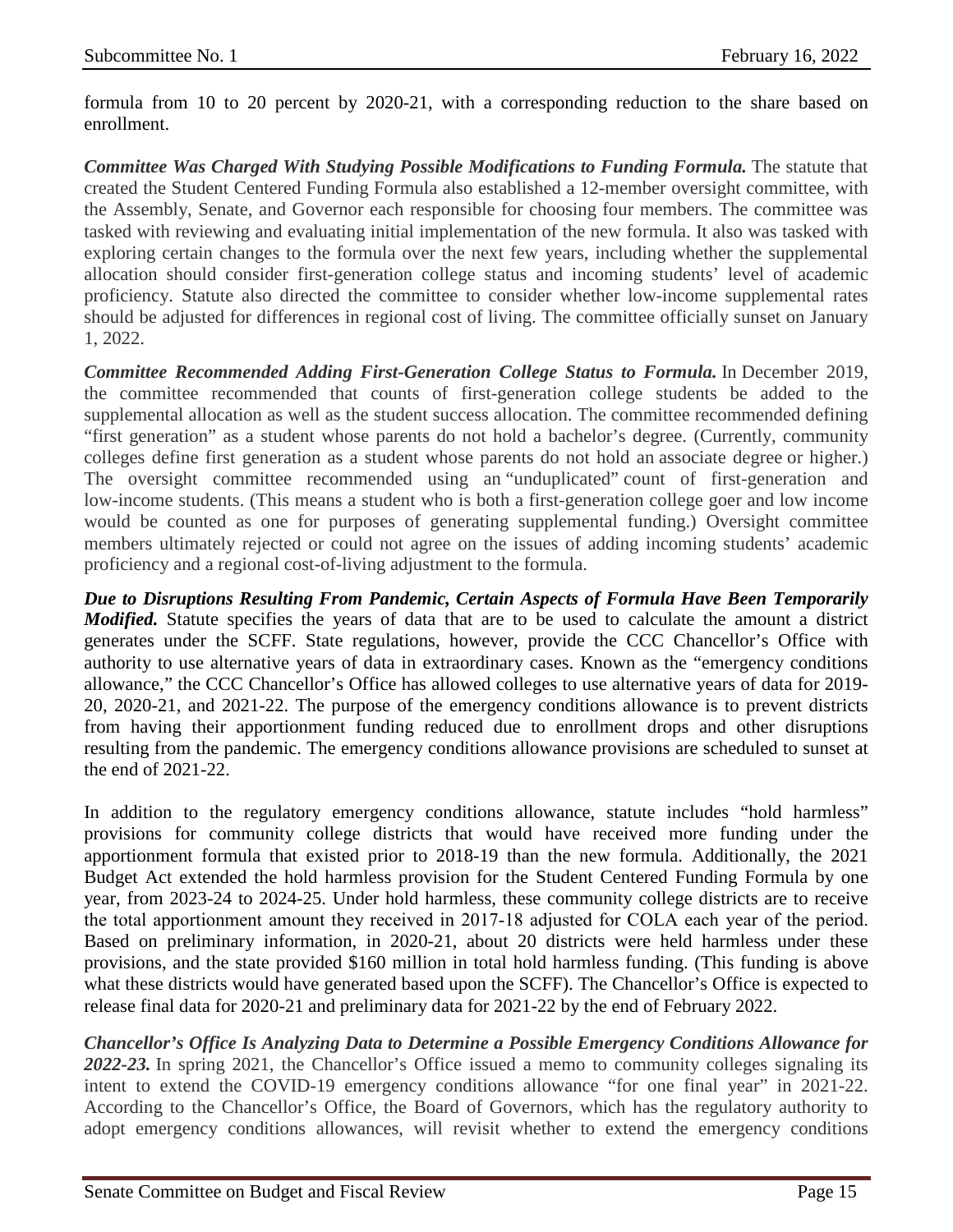formula from 10 to 20 percent by 2020-21, with a corresponding reduction to the share based on enrollment.

***Committee Was Charged With Studying Possible Modifications to Funding Formula.*** The statute that created the Student Centered Funding Formula also established a 12-member oversight committee, with the Assembly, Senate, and Governor each responsible for choosing four members. The committee was tasked with reviewing and evaluating initial implementation of the new formula. It also was tasked with exploring certain changes to the formula over the next few years, including whether the supplemental allocation should consider first-generation college status and incoming students' level of academic proficiency. Statute also directed the committee to consider whether low-income supplemental rates should be adjusted for differences in regional cost of living. The committee officially sunset on January 1, 2022.

***Committee Recommended Adding First-Generation College Status to Formula.*** In December 2019, the committee recommended that counts of first-generation college students be added to the supplemental allocation as well as the student success allocation. The committee recommended defining "first generation" as a student whose parents do not hold a bachelor's degree. (Currently, community colleges define first generation as a student whose parents do not hold an associate degree or higher.) The oversight committee recommended using an "unduplicated" count of first-generation and low-income students. (This means a student who is both a first-generation college goer and low income would be counted as one for purposes of generating supplemental funding.) Oversight committee members ultimately rejected or could not agree on the issues of adding incoming students' academic proficiency and a regional cost-of-living adjustment to the formula.

***Due to Disruptions Resulting From Pandemic, Certain Aspects of Formula Have Been Temporarily Modified.*** Statute specifies the years of data that are to be used to calculate the amount a district generates under the SCFF. State regulations, however, provide the CCC Chancellor's Office with authority to use alternative years of data in extraordinary cases. Known as the "emergency conditions allowance," the CCC Chancellor's Office has allowed colleges to use alternative years of data for 2019-20, 2020-21, and 2021-22. The purpose of the emergency conditions allowance is to prevent districts from having their apportionment funding reduced due to enrollment drops and other disruptions resulting from the pandemic. The emergency conditions allowance provisions are scheduled to sunset at the end of 2021-22.

In addition to the regulatory emergency conditions allowance, statute includes "hold harmless" provisions for community college districts that would have received more funding under the apportionment formula that existed prior to 2018-19 than the new formula. Additionally, the 2021 Budget Act extended the hold harmless provision for the Student Centered Funding Formula by one year, from 2023-24 to 2024-25. Under hold harmless, these community college districts are to receive the total apportionment amount they received in 2017-18 adjusted for COLA each year of the period. Based on preliminary information, in 2020-21, about 20 districts were held harmless under these provisions, and the state provided $160 million in total hold harmless funding. (This funding is above what these districts would have generated based upon the SCFF). The Chancellor's Office is expected to release final data for 2020-21 and preliminary data for 2021-22 by the end of February 2022.

***Chancellor's Office Is Analyzing Data to Determine a Possible Emergency Conditions Allowance for 2022-23.*** In spring 2021, the Chancellor's Office issued a memo to community colleges signaling its intent to extend the COVID-19 emergency conditions allowance "for one final year" in 2021-22. According to the Chancellor's Office, the Board of Governors, which has the regulatory authority to adopt emergency conditions allowances, will revisit whether to extend the emergency conditions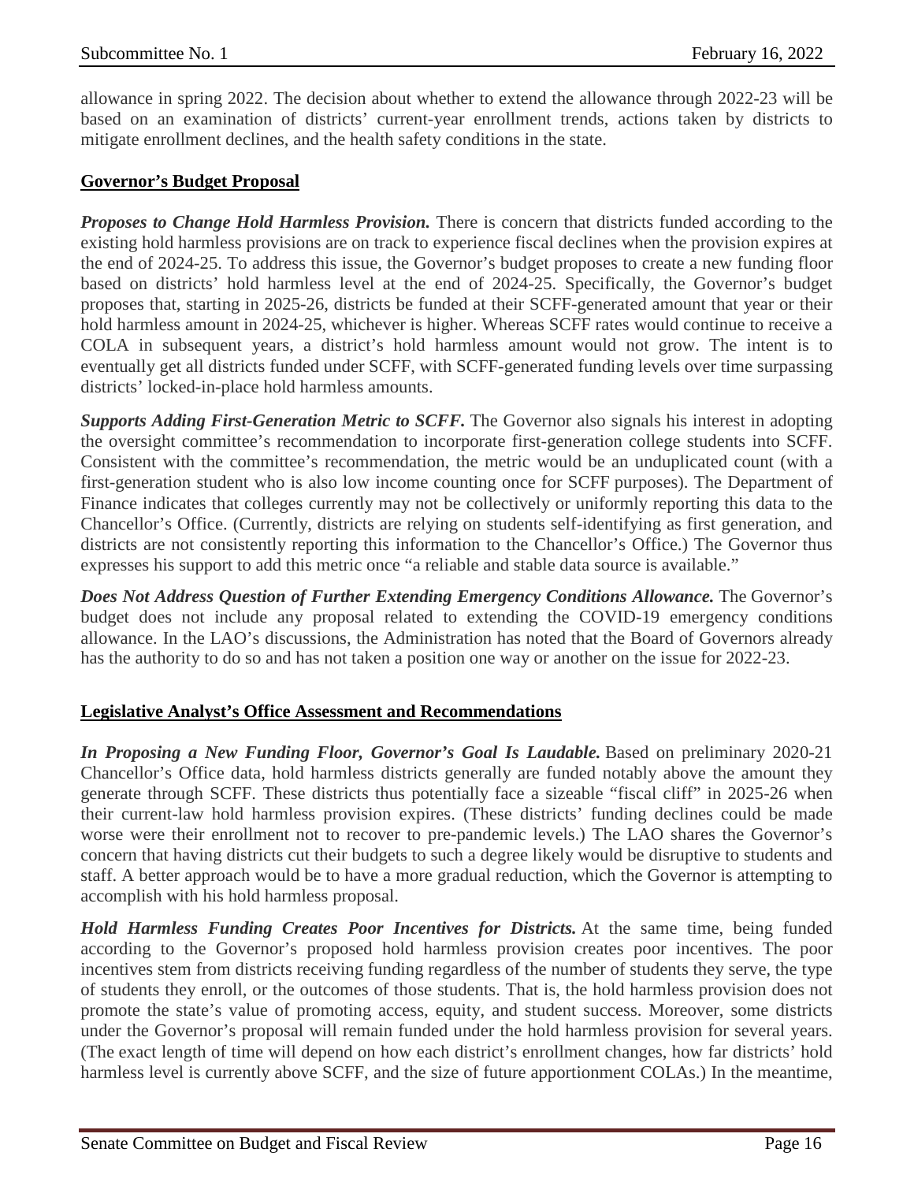allowance in spring 2022. The decision about whether to extend the allowance through 2022-23 will be based on an examination of districts' current-year enrollment trends, actions taken by districts to mitigate enrollment declines, and the health safety conditions in the state.

**Governor's Budget Proposal**

***Proposes to Change Hold Harmless Provision.*** There is concern that districts funded according to the existing hold harmless provisions are on track to experience fiscal declines when the provision expires at the end of 2024-25. To address this issue, the Governor's budget proposes to create a new funding floor based on districts' hold harmless level at the end of 2024-25. Specifically, the Governor's budget proposes that, starting in 2025-26, districts be funded at their SCFF-generated amount that year or their hold harmless amount in 2024-25, whichever is higher. Whereas SCFF rates would continue to receive a COLA in subsequent years, a district's hold harmless amount would not grow. The intent is to eventually get all districts funded under SCFF, with SCFF-generated funding levels over time surpassing districts' locked-in-place hold harmless amounts.

***Supports Adding First-Generation Metric to SCFF.*** The Governor also signals his interest in adopting the oversight committee's recommendation to incorporate first-generation college students into SCFF. Consistent with the committee's recommendation, the metric would be an unduplicated count (with a first-generation student who is also low income counting once for SCFF purposes). The Department of Finance indicates that colleges currently may not be collectively or uniformly reporting this data to the Chancellor's Office. (Currently, districts are relying on students self-identifying as first generation, and districts are not consistently reporting this information to the Chancellor's Office.) The Governor thus expresses his support to add this metric once "a reliable and stable data source is available."

***Does Not Address Question of Further Extending Emergency Conditions Allowance.*** The Governor's budget does not include any proposal related to extending the COVID-19 emergency conditions allowance. In the LAO's discussions, the Administration has noted that the Board of Governors already has the authority to do so and has not taken a position one way or another on the issue for 2022-23.

**Legislative Analyst's Office Assessment and Recommendations**

***In Proposing a New Funding Floor, Governor's Goal Is Laudable.*** Based on preliminary 2020-21 Chancellor's Office data, hold harmless districts generally are funded notably above the amount they generate through SCFF. These districts thus potentially face a sizeable "fiscal cliff" in 2025-26 when their current-law hold harmless provision expires. (These districts' funding declines could be made worse were their enrollment not to recover to pre-pandemic levels.) The LAO shares the Governor's concern that having districts cut their budgets to such a degree likely would be disruptive to students and staff. A better approach would be to have a more gradual reduction, which the Governor is attempting to accomplish with his hold harmless proposal.

***Hold Harmless Funding Creates Poor Incentives for Districts.*** At the same time, being funded according to the Governor's proposed hold harmless provision creates poor incentives. The poor incentives stem from districts receiving funding regardless of the number of students they serve, the type of students they enroll, or the outcomes of those students. That is, the hold harmless provision does not promote the state's value of promoting access, equity, and student success. Moreover, some districts under the Governor's proposal will remain funded under the hold harmless provision for several years. (The exact length of time will depend on how each district's enrollment changes, how far districts' hold harmless level is currently above SCFF, and the size of future apportionment COLAs.) In the meantime,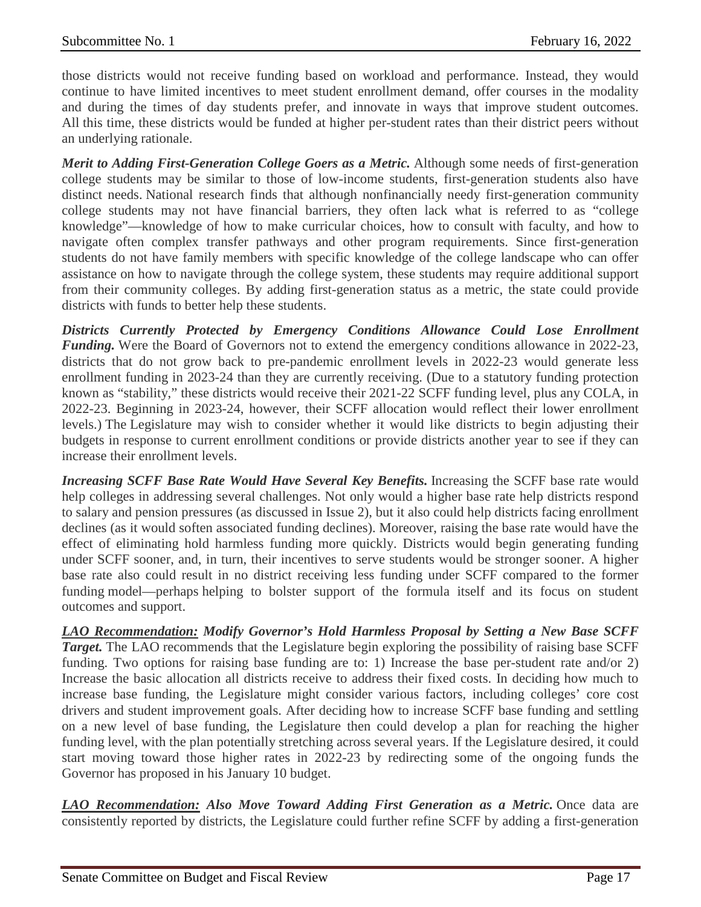those districts would not receive funding based on workload and performance. Instead, they would continue to have limited incentives to meet student enrollment demand, offer courses in the modality and during the times of day students prefer, and innovate in ways that improve student outcomes. All this time, these districts would be funded at higher per-student rates than their district peers without an underlying rationale.

***Merit to Adding First-Generation College Goers as a Metric.*** Although some needs of first-generation college students may be similar to those of low-income students, first-generation students also have distinct needs. National research finds that although nonfinancially needy first-generation community college students may not have financial barriers, they often lack what is referred to as "college knowledge"—knowledge of how to make curricular choices, how to consult with faculty, and how to navigate often complex transfer pathways and other program requirements. Since first-generation students do not have family members with specific knowledge of the college landscape who can offer assistance on how to navigate through the college system, these students may require additional support from their community colleges. By adding first-generation status as a metric, the state could provide districts with funds to better help these students.

***Districts Currently Protected by Emergency Conditions Allowance Could Lose Enrollment Funding.*** Were the Board of Governors not to extend the emergency conditions allowance in 2022-23, districts that do not grow back to pre-pandemic enrollment levels in 2022-23 would generate less enrollment funding in 2023-24 than they are currently receiving. (Due to a statutory funding protection known as "stability," these districts would receive their 2021-22 SCFF funding level, plus any COLA, in 2022-23. Beginning in 2023-24, however, their SCFF allocation would reflect their lower enrollment levels.) The Legislature may wish to consider whether it would like districts to begin adjusting their budgets in response to current enrollment conditions or provide districts another year to see if they can increase their enrollment levels.

***Increasing SCFF Base Rate Would Have Several Key Benefits.*** Increasing the SCFF base rate would help colleges in addressing several challenges. Not only would a higher base rate help districts respond to salary and pension pressures (as discussed in Issue 2), but it also could help districts facing enrollment declines (as it would soften associated funding declines). Moreover, raising the base rate would have the effect of eliminating hold harmless funding more quickly. Districts would begin generating funding under SCFF sooner, and, in turn, their incentives to serve students would be stronger sooner. A higher base rate also could result in no district receiving less funding under SCFF compared to the former funding model—perhaps helping to bolster support of the formula itself and its focus on student outcomes and support.

***<u>LAO Recommendation:</u> Modify Governor's Hold Harmless Proposal by Setting a New Base SCFF Target.*** The LAO recommends that the Legislature begin exploring the possibility of raising base SCFF funding. Two options for raising base funding are to: 1) Increase the base per-student rate and/or 2) Increase the basic allocation all districts receive to address their fixed costs. In deciding how much to increase base funding, the Legislature might consider various factors, including colleges' core cost drivers and student improvement goals. After deciding how to increase SCFF base funding and settling on a new level of base funding, the Legislature then could develop a plan for reaching the higher funding level, with the plan potentially stretching across several years. If the Legislature desired, it could start moving toward those higher rates in 2022-23 by redirecting some of the ongoing funds the Governor has proposed in his January 10 budget.

***<u>LAO Recommendation:</u> Also Move Toward Adding First Generation as a Metric.*** Once data are consistently reported by districts, the Legislature could further refine SCFF by adding a first-generation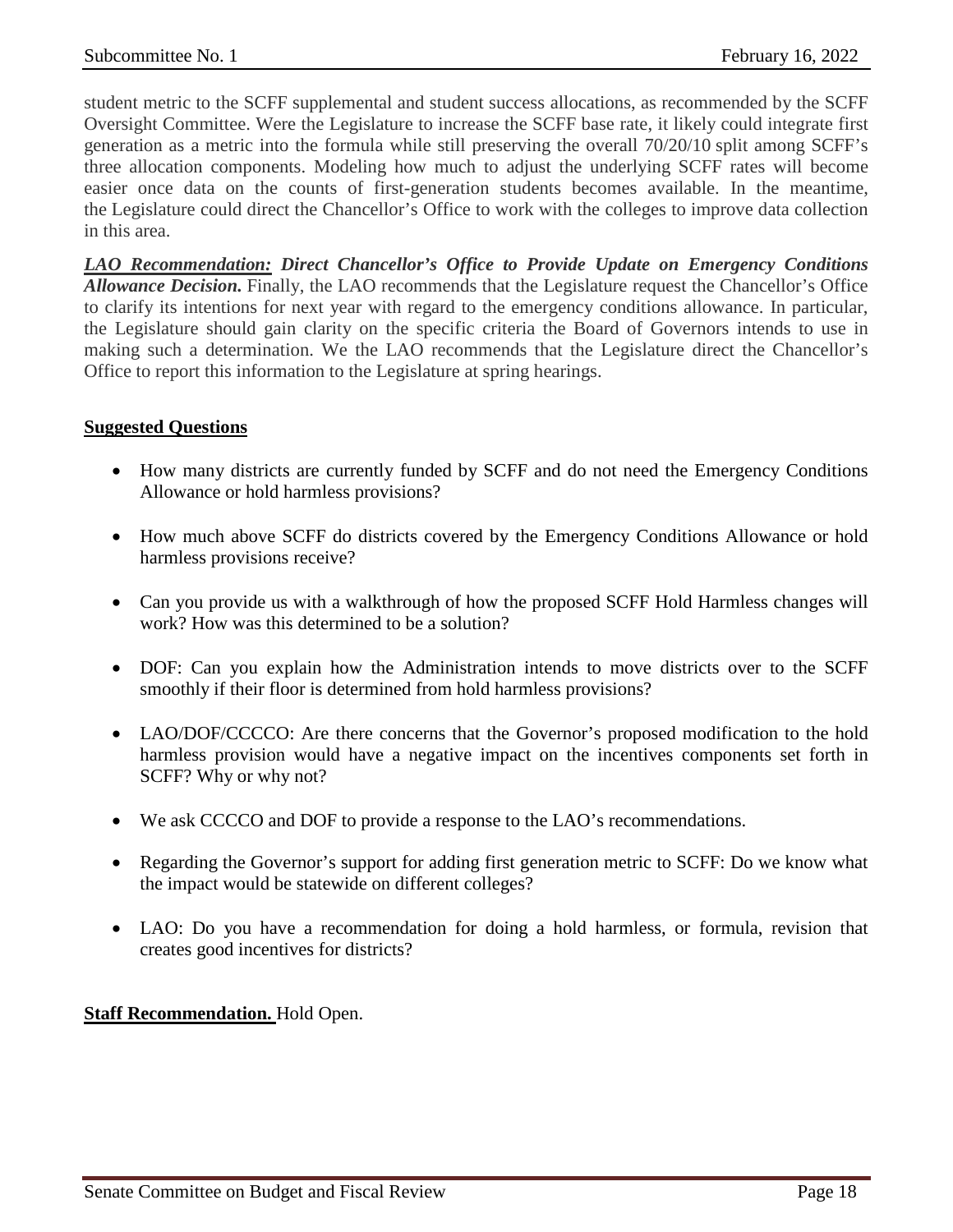student metric to the SCFF supplemental and student success allocations, as recommended by the SCFF Oversight Committee. Were the Legislature to increase the SCFF base rate, it likely could integrate first generation as a metric into the formula while still preserving the overall 70/20/10 split among SCFF's three allocation components. Modeling how much to adjust the underlying SCFF rates will become easier once data on the counts of first-generation students becomes available. In the meantime, the Legislature could direct the Chancellor's Office to work with the colleges to improve data collection in this area.

***LAO Recommendation:* Direct Chancellor's Office to Provide Update on Emergency Conditions Allowance Decision.** Finally, the LAO recommends that the Legislature request the Chancellor's Office to clarify its intentions for next year with regard to the emergency conditions allowance. In particular, the Legislature should gain clarity on the specific criteria the Board of Governors intends to use in making such a determination. We the LAO recommends that the Legislature direct the Chancellor's Office to report this information to the Legislature at spring hearings.

**Suggested Questions**

- How many districts are currently funded by SCFF and do not need the Emergency Conditions Allowance or hold harmless provisions?
- How much above SCFF do districts covered by the Emergency Conditions Allowance or hold harmless provisions receive?
- Can you provide us with a walkthrough of how the proposed SCFF Hold Harmless changes will work? How was this determined to be a solution?
- DOF: Can you explain how the Administration intends to move districts over to the SCFF smoothly if their floor is determined from hold harmless provisions?
- LAO/DOF/CCCCO: Are there concerns that the Governor's proposed modification to the hold harmless provision would have a negative impact on the incentives components set forth in SCFF? Why or why not?
- We ask CCCCO and DOF to provide a response to the LAO's recommendations.
- Regarding the Governor's support for adding first generation metric to SCFF: Do we know what the impact would be statewide on different colleges?
- LAO: Do you have a recommendation for doing a hold harmless, or formula, revision that creates good incentives for districts?

**Staff Recommendation.** Hold Open.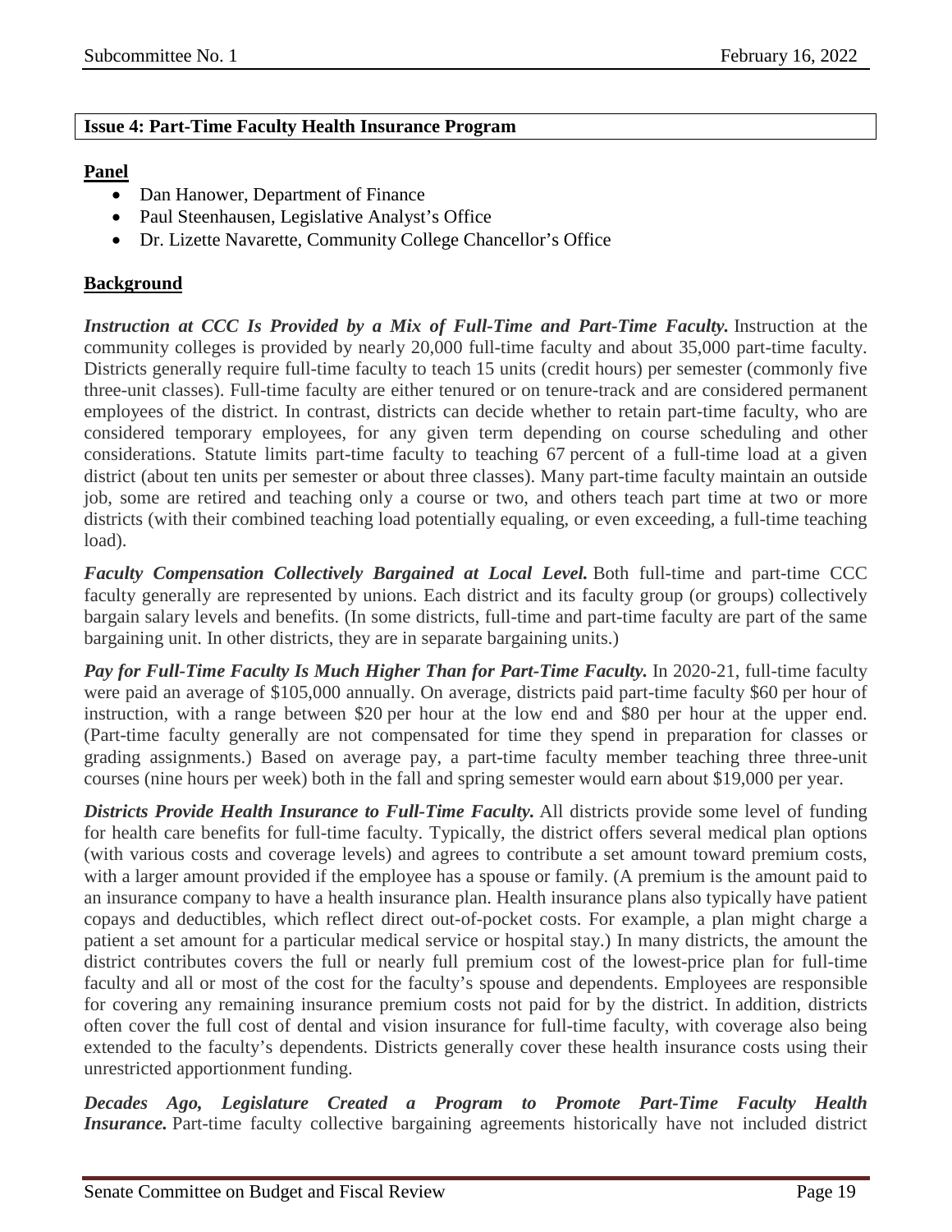**Issue 4: Part-Time Faculty Health Insurance Program**

**Panel**

- Dan Hanower, Department of Finance
- Paul Steenhausen, Legislative Analyst's Office
- Dr. Lizette Navarette, Community College Chancellor's Office

**Background**

***Instruction at CCC Is Provided by a Mix of Full-Time and Part-Time Faculty.*** Instruction at the community colleges is provided by nearly 20,000 full-time faculty and about 35,000 part-time faculty. Districts generally require full-time faculty to teach 15 units (credit hours) per semester (commonly five three-unit classes). Full-time faculty are either tenured or on tenure-track and are considered permanent employees of the district. In contrast, districts can decide whether to retain part-time faculty, who are considered temporary employees, for any given term depending on course scheduling and other considerations. Statute limits part-time faculty to teaching 67 percent of a full-time load at a given district (about ten units per semester or about three classes). Many part-time faculty maintain an outside job, some are retired and teaching only a course or two, and others teach part time at two or more districts (with their combined teaching load potentially equaling, or even exceeding, a full-time teaching load).

***Faculty Compensation Collectively Bargained at Local Level.*** Both full-time and part-time CCC faculty generally are represented by unions. Each district and its faculty group (or groups) collectively bargain salary levels and benefits. (In some districts, full-time and part-time faculty are part of the same bargaining unit. In other districts, they are in separate bargaining units.)

***Pay for Full-Time Faculty Is Much Higher Than for Part-Time Faculty.*** In 2020-21, full-time faculty were paid an average of $105,000 annually. On average, districts paid part-time faculty $60 per hour of instruction, with a range between $20 per hour at the low end and $80 per hour at the upper end. (Part-time faculty generally are not compensated for time they spend in preparation for classes or grading assignments.) Based on average pay, a part-time faculty member teaching three three-unit courses (nine hours per week) both in the fall and spring semester would earn about $19,000 per year.

***Districts Provide Health Insurance to Full-Time Faculty.*** All districts provide some level of funding for health care benefits for full-time faculty. Typically, the district offers several medical plan options (with various costs and coverage levels) and agrees to contribute a set amount toward premium costs, with a larger amount provided if the employee has a spouse or family. (A premium is the amount paid to an insurance company to have a health insurance plan. Health insurance plans also typically have patient copays and deductibles, which reflect direct out-of-pocket costs. For example, a plan might charge a patient a set amount for a particular medical service or hospital stay.) In many districts, the amount the district contributes covers the full or nearly full premium cost of the lowest-price plan for full-time faculty and all or most of the cost for the faculty's spouse and dependents. Employees are responsible for covering any remaining insurance premium costs not paid for by the district. In addition, districts often cover the full cost of dental and vision insurance for full-time faculty, with coverage also being extended to the faculty's dependents. Districts generally cover these health insurance costs using their unrestricted apportionment funding.

***Decades Ago, Legislature Created a Program to Promote Part-Time Faculty Health Insurance.*** Part-time faculty collective bargaining agreements historically have not included district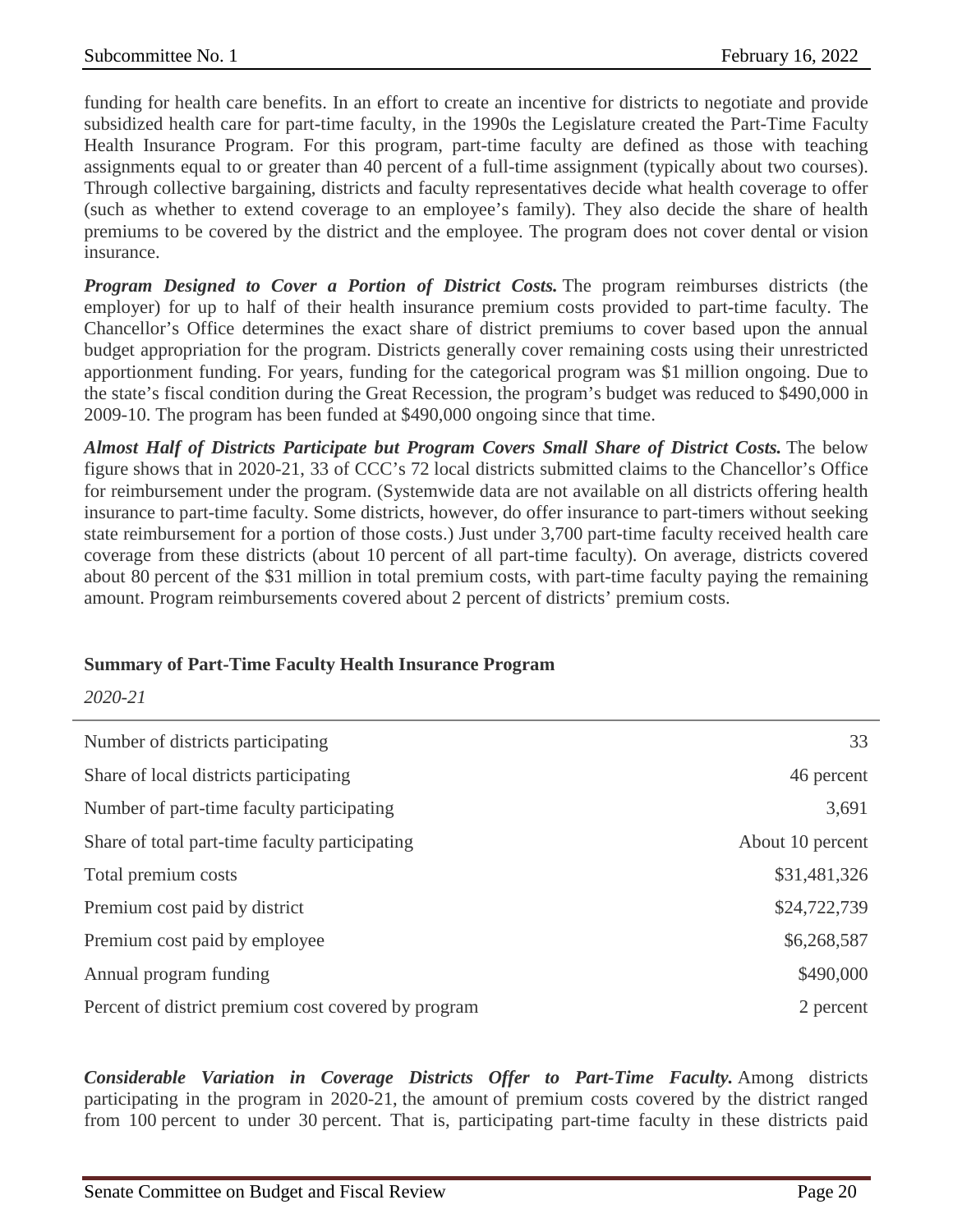funding for health care benefits. In an effort to create an incentive for districts to negotiate and provide subsidized health care for part-time faculty, in the 1990s the Legislature created the Part-Time Faculty Health Insurance Program. For this program, part-time faculty are defined as those with teaching assignments equal to or greater than 40 percent of a full-time assignment (typically about two courses). Through collective bargaining, districts and faculty representatives decide what health coverage to offer (such as whether to extend coverage to an employee's family). They also decide the share of health premiums to be covered by the district and the employee. The program does not cover dental or vision insurance.

***Program Designed to Cover a Portion of District Costs.*** The program reimburses districts (the employer) for up to half of their health insurance premium costs provided to part-time faculty. The Chancellor's Office determines the exact share of district premiums to cover based upon the annual budget appropriation for the program. Districts generally cover remaining costs using their unrestricted apportionment funding. For years, funding for the categorical program was $1 million ongoing. Due to the state's fiscal condition during the Great Recession, the program's budget was reduced to $490,000 in 2009-10. The program has been funded at $490,000 ongoing since that time.

***Almost Half of Districts Participate but Program Covers Small Share of District Costs.*** The below figure shows that in 2020-21, 33 of CCC's 72 local districts submitted claims to the Chancellor's Office for reimbursement under the program. (Systemwide data are not available on all districts offering health insurance to part-time faculty. Some districts, however, do offer insurance to part-timers without seeking state reimbursement for a portion of those costs.) Just under 3,700 part-time faculty received health care coverage from these districts (about 10 percent of all part-time faculty). On average, districts covered about 80 percent of the $31 million in total premium costs, with part-time faculty paying the remaining amount. Program reimbursements covered about 2 percent of districts' premium costs.

**Summary of Part-Time Faculty Health Insurance Program**

*2020-21*

| | |
|---|---:|
| Number of districts participating | 33 |
| Share of local districts participating | 46 percent |
| Number of part-time faculty participating | 3,691 |
| Share of total part-time faculty participating | About 10 percent |
| Total premium costs | $31,481,326 |
| Premium cost paid by district | $24,722,739 |
| Premium cost paid by employee | $6,268,587 |
| Annual program funding | $490,000 |
| Percent of district premium cost covered by program | 2 percent |

***Considerable Variation in Coverage Districts Offer to Part-Time Faculty.*** Among districts participating in the program in 2020-21, the amount of premium costs covered by the district ranged from 100 percent to under 30 percent. That is, participating part-time faculty in these districts paid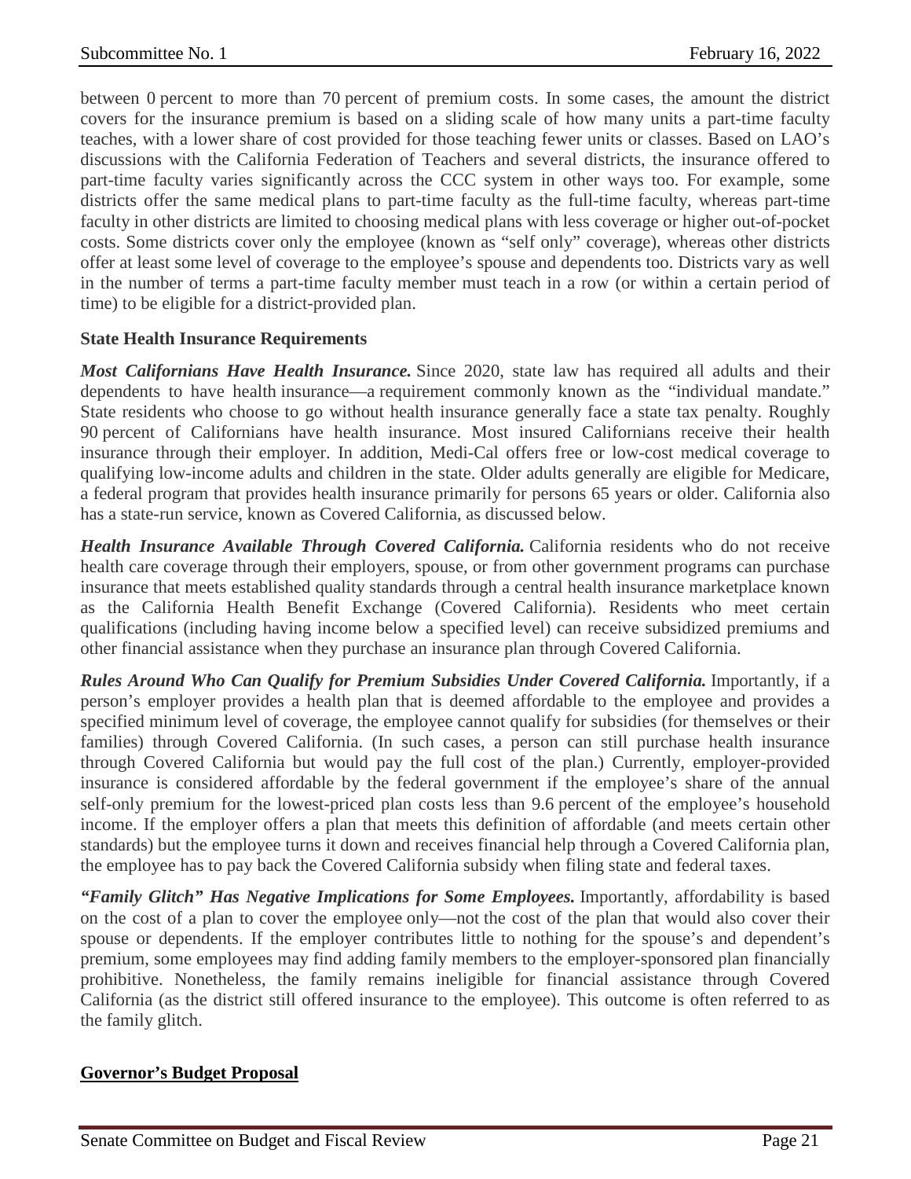between 0 percent to more than 70 percent of premium costs. In some cases, the amount the district covers for the insurance premium is based on a sliding scale of how many units a part-time faculty teaches, with a lower share of cost provided for those teaching fewer units or classes. Based on LAO's discussions with the California Federation of Teachers and several districts, the insurance offered to part-time faculty varies significantly across the CCC system in other ways too. For example, some districts offer the same medical plans to part-time faculty as the full-time faculty, whereas part-time faculty in other districts are limited to choosing medical plans with less coverage or higher out-of-pocket costs. Some districts cover only the employee (known as "self only" coverage), whereas other districts offer at least some level of coverage to the employee's spouse and dependents too. Districts vary as well in the number of terms a part-time faculty member must teach in a row (or within a certain period of time) to be eligible for a district-provided plan.

**State Health Insurance Requirements**

***Most Californians Have Health Insurance.*** Since 2020, state law has required all adults and their dependents to have health insurance—a requirement commonly known as the "individual mandate." State residents who choose to go without health insurance generally face a state tax penalty. Roughly 90 percent of Californians have health insurance. Most insured Californians receive their health insurance through their employer. In addition, Medi-Cal offers free or low-cost medical coverage to qualifying low-income adults and children in the state. Older adults generally are eligible for Medicare, a federal program that provides health insurance primarily for persons 65 years or older. California also has a state-run service, known as Covered California, as discussed below.

***Health Insurance Available Through Covered California.*** California residents who do not receive health care coverage through their employers, spouse, or from other government programs can purchase insurance that meets established quality standards through a central health insurance marketplace known as the California Health Benefit Exchange (Covered California). Residents who meet certain qualifications (including having income below a specified level) can receive subsidized premiums and other financial assistance when they purchase an insurance plan through Covered California.

***Rules Around Who Can Qualify for Premium Subsidies Under Covered California.*** Importantly, if a person's employer provides a health plan that is deemed affordable to the employee and provides a specified minimum level of coverage, the employee cannot qualify for subsidies (for themselves or their families) through Covered California. (In such cases, a person can still purchase health insurance through Covered California but would pay the full cost of the plan.) Currently, employer-provided insurance is considered affordable by the federal government if the employee's share of the annual self-only premium for the lowest-priced plan costs less than 9.6 percent of the employee's household income. If the employer offers a plan that meets this definition of affordable (and meets certain other standards) but the employee turns it down and receives financial help through a Covered California plan, the employee has to pay back the Covered California subsidy when filing state and federal taxes.

***"Family Glitch" Has Negative Implications for Some Employees.*** Importantly, affordability is based on the cost of a plan to cover the employee only—not the cost of the plan that would also cover their spouse or dependents. If the employer contributes little to nothing for the spouse's and dependent's premium, some employees may find adding family members to the employer-sponsored plan financially prohibitive. Nonetheless, the family remains ineligible for financial assistance through Covered California (as the district still offered insurance to the employee). This outcome is often referred to as the family glitch.

**Governor's Budget Proposal**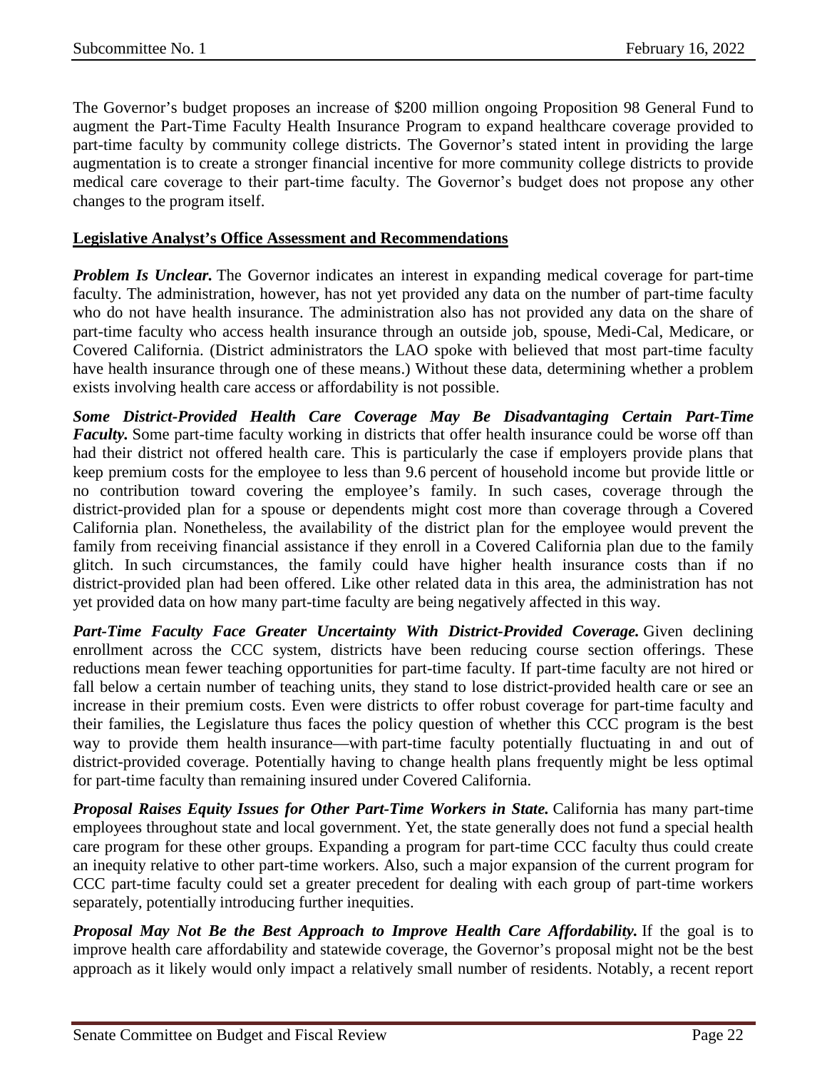The Governor's budget proposes an increase of $200 million ongoing Proposition 98 General Fund to augment the Part-Time Faculty Health Insurance Program to expand healthcare coverage provided to part-time faculty by community college districts. The Governor's stated intent in providing the large augmentation is to create a stronger financial incentive for more community college districts to provide medical care coverage to their part-time faculty. The Governor's budget does not propose any other changes to the program itself.

**Legislative Analyst's Office Assessment and Recommendations**

***Problem Is Unclear.*** The Governor indicates an interest in expanding medical coverage for part-time faculty. The administration, however, has not yet provided any data on the number of part-time faculty who do not have health insurance. The administration also has not provided any data on the share of part-time faculty who access health insurance through an outside job, spouse, Medi-Cal, Medicare, or Covered California. (District administrators the LAO spoke with believed that most part-time faculty have health insurance through one of these means.) Without these data, determining whether a problem exists involving health care access or affordability is not possible.

***Some District-Provided Health Care Coverage May Be Disadvantaging Certain Part-Time Faculty.*** Some part-time faculty working in districts that offer health insurance could be worse off than had their district not offered health care. This is particularly the case if employers provide plans that keep premium costs for the employee to less than 9.6 percent of household income but provide little or no contribution toward covering the employee's family. In such cases, coverage through the district-provided plan for a spouse or dependents might cost more than coverage through a Covered California plan. Nonetheless, the availability of the district plan for the employee would prevent the family from receiving financial assistance if they enroll in a Covered California plan due to the family glitch. In such circumstances, the family could have higher health insurance costs than if no district-provided plan had been offered. Like other related data in this area, the administration has not yet provided data on how many part-time faculty are being negatively affected in this way.

***Part-Time Faculty Face Greater Uncertainty With District-Provided Coverage.*** Given declining enrollment across the CCC system, districts have been reducing course section offerings. These reductions mean fewer teaching opportunities for part-time faculty. If part-time faculty are not hired or fall below a certain number of teaching units, they stand to lose district-provided health care or see an increase in their premium costs. Even were districts to offer robust coverage for part-time faculty and their families, the Legislature thus faces the policy question of whether this CCC program is the best way to provide them health insurance—with part-time faculty potentially fluctuating in and out of district-provided coverage. Potentially having to change health plans frequently might be less optimal for part-time faculty than remaining insured under Covered California.

***Proposal Raises Equity Issues for Other Part-Time Workers in State.*** California has many part-time employees throughout state and local government. Yet, the state generally does not fund a special health care program for these other groups. Expanding a program for part-time CCC faculty thus could create an inequity relative to other part-time workers. Also, such a major expansion of the current program for CCC part-time faculty could set a greater precedent for dealing with each group of part-time workers separately, potentially introducing further inequities.

***Proposal May Not Be the Best Approach to Improve Health Care Affordability.*** If the goal is to improve health care affordability and statewide coverage, the Governor's proposal might not be the best approach as it likely would only impact a relatively small number of residents. Notably, a recent report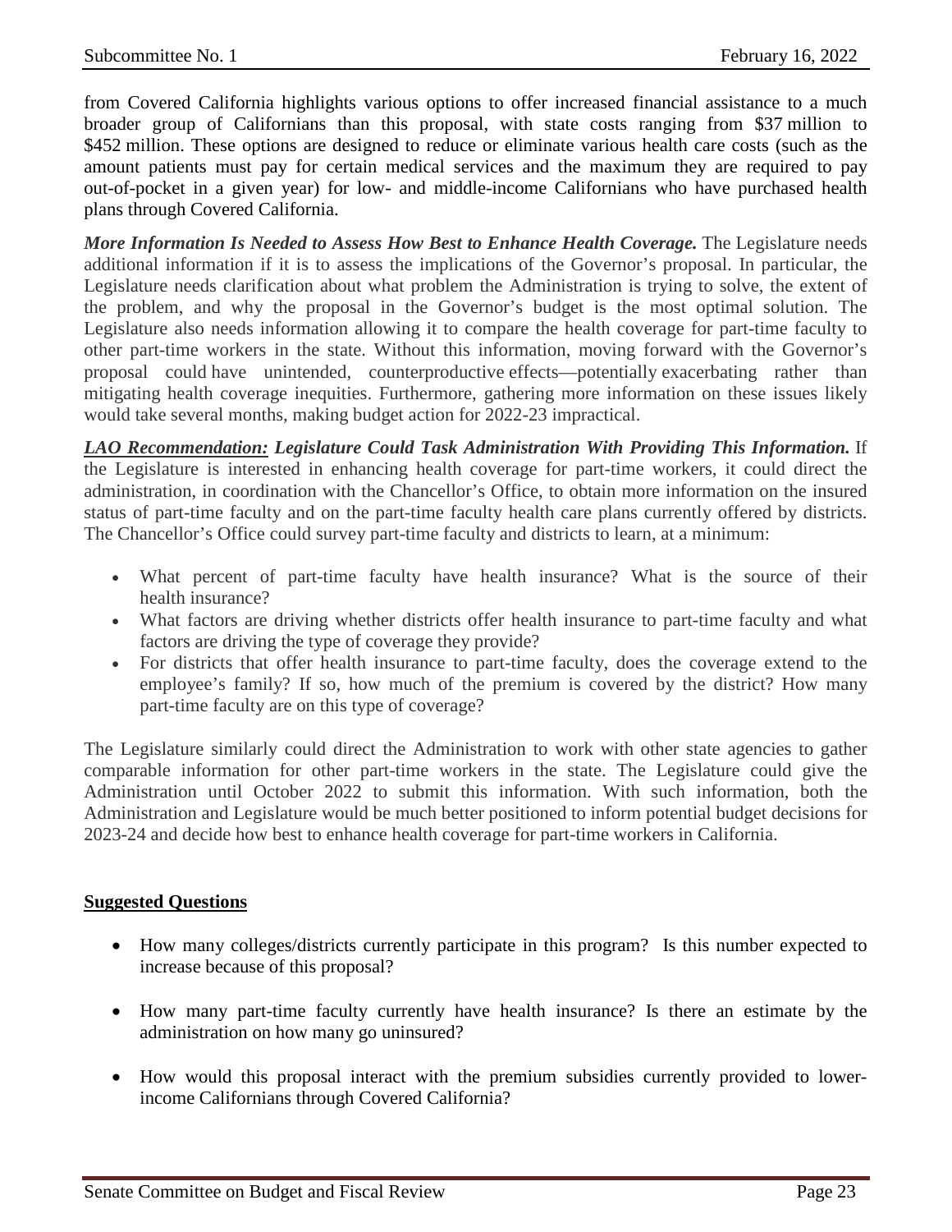from Covered California highlights various options to offer increased financial assistance to a much broader group of Californians than this proposal, with state costs ranging from $37 million to $452 million. These options are designed to reduce or eliminate various health care costs (such as the amount patients must pay for certain medical services and the maximum they are required to pay out-of-pocket in a given year) for low- and middle-income Californians who have purchased health plans through Covered California.

***More Information Is Needed to Assess How Best to Enhance Health Coverage.*** The Legislature needs additional information if it is to assess the implications of the Governor's proposal. In particular, the Legislature needs clarification about what problem the Administration is trying to solve, the extent of the problem, and why the proposal in the Governor's budget is the most optimal solution. The Legislature also needs information allowing it to compare the health coverage for part-time faculty to other part-time workers in the state. Without this information, moving forward with the Governor's proposal could have unintended, counterproductive effects—potentially exacerbating rather than mitigating health coverage inequities. Furthermore, gathering more information on these issues likely would take several months, making budget action for 2022-23 impractical.

***<u>LAO Recommendation:</u> Legislature Could Task Administration With Providing This Information.*** If the Legislature is interested in enhancing health coverage for part-time workers, it could direct the administration, in coordination with the Chancellor's Office, to obtain more information on the insured status of part-time faculty and on the part-time faculty health care plans currently offered by districts. The Chancellor's Office could survey part-time faculty and districts to learn, at a minimum:

- What percent of part-time faculty have health insurance? What is the source of their health insurance?
- What factors are driving whether districts offer health insurance to part-time faculty and what factors are driving the type of coverage they provide?
- For districts that offer health insurance to part-time faculty, does the coverage extend to the employee's family? If so, how much of the premium is covered by the district? How many part-time faculty are on this type of coverage?

The Legislature similarly could direct the Administration to work with other state agencies to gather comparable information for other part-time workers in the state. The Legislature could give the Administration until October 2022 to submit this information. With such information, both the Administration and Legislature would be much better positioned to inform potential budget decisions for 2023-24 and decide how best to enhance health coverage for part-time workers in California.

**<u>Suggested Questions</u>**

- How many colleges/districts currently participate in this program? Is this number expected to increase because of this proposal?
- How many part-time faculty currently have health insurance? Is there an estimate by the administration on how many go uninsured?
- How would this proposal interact with the premium subsidies currently provided to lower-income Californians through Covered California?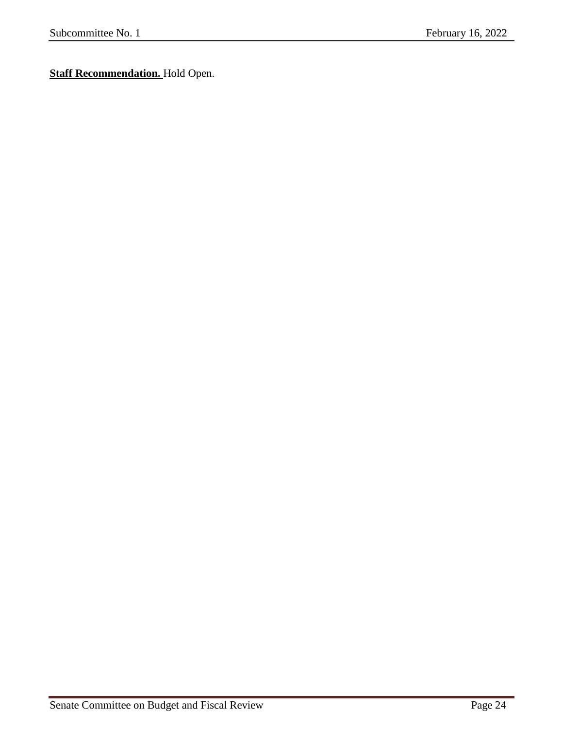**Staff Recommendation.** Hold Open.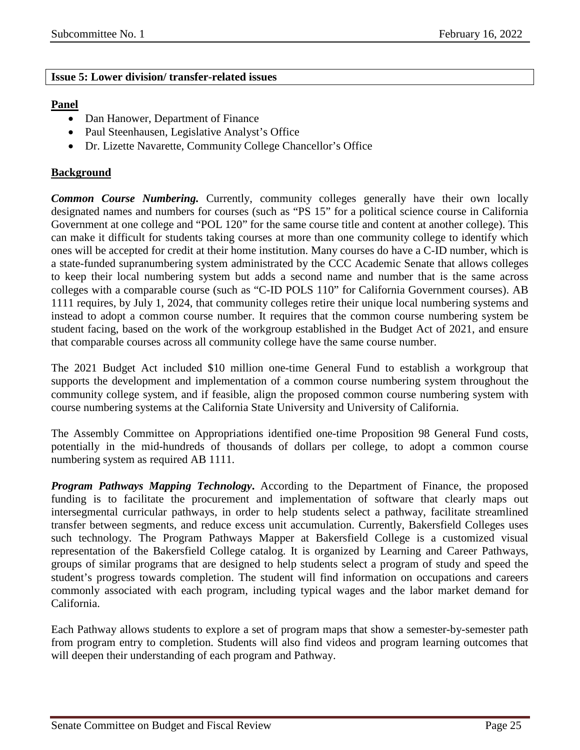## Issue 5: Lower division/ transfer-related issues

**Panel**

- Dan Hanower, Department of Finance
- Paul Steenhausen, Legislative Analyst's Office
- Dr. Lizette Navarette, Community College Chancellor's Office

**Background**

***Common Course Numbering.*** Currently, community colleges generally have their own locally designated names and numbers for courses (such as "PS 15" for a political science course in California Government at one college and "POL 120" for the same course title and content at another college). This can make it difficult for students taking courses at more than one community college to identify which ones will be accepted for credit at their home institution. Many courses do have a C-ID number, which is a state-funded supranumbering system administrated by the CCC Academic Senate that allows colleges to keep their local numbering system but adds a second name and number that is the same across colleges with a comparable course (such as "C-ID POLS 110" for California Government courses). AB 1111 requires, by July 1, 2024, that community colleges retire their unique local numbering systems and instead to adopt a common course number. It requires that the common course numbering system be student facing, based on the work of the workgroup established in the Budget Act of 2021, and ensure that comparable courses across all community college have the same course number.

The 2021 Budget Act included $10 million one-time General Fund to establish a workgroup that supports the development and implementation of a common course numbering system throughout the community college system, and if feasible, align the proposed common course numbering system with course numbering systems at the California State University and University of California.

The Assembly Committee on Appropriations identified one-time Proposition 98 General Fund costs, potentially in the mid-hundreds of thousands of dollars per college, to adopt a common course numbering system as required AB 1111.

***Program Pathways Mapping Technology*.** According to the Department of Finance, the proposed funding is to facilitate the procurement and implementation of software that clearly maps out intersegmental curricular pathways, in order to help students select a pathway, facilitate streamlined transfer between segments, and reduce excess unit accumulation. Currently, Bakersfield Colleges uses such technology. The Program Pathways Mapper at Bakersfield College is a customized visual representation of the Bakersfield College catalog. It is organized by Learning and Career Pathways, groups of similar programs that are designed to help students select a program of study and speed the student's progress towards completion. The student will find information on occupations and careers commonly associated with each program, including typical wages and the labor market demand for California.

Each Pathway allows students to explore a set of program maps that show a semester-by-semester path from program entry to completion. Students will also find videos and program learning outcomes that will deepen their understanding of each program and Pathway.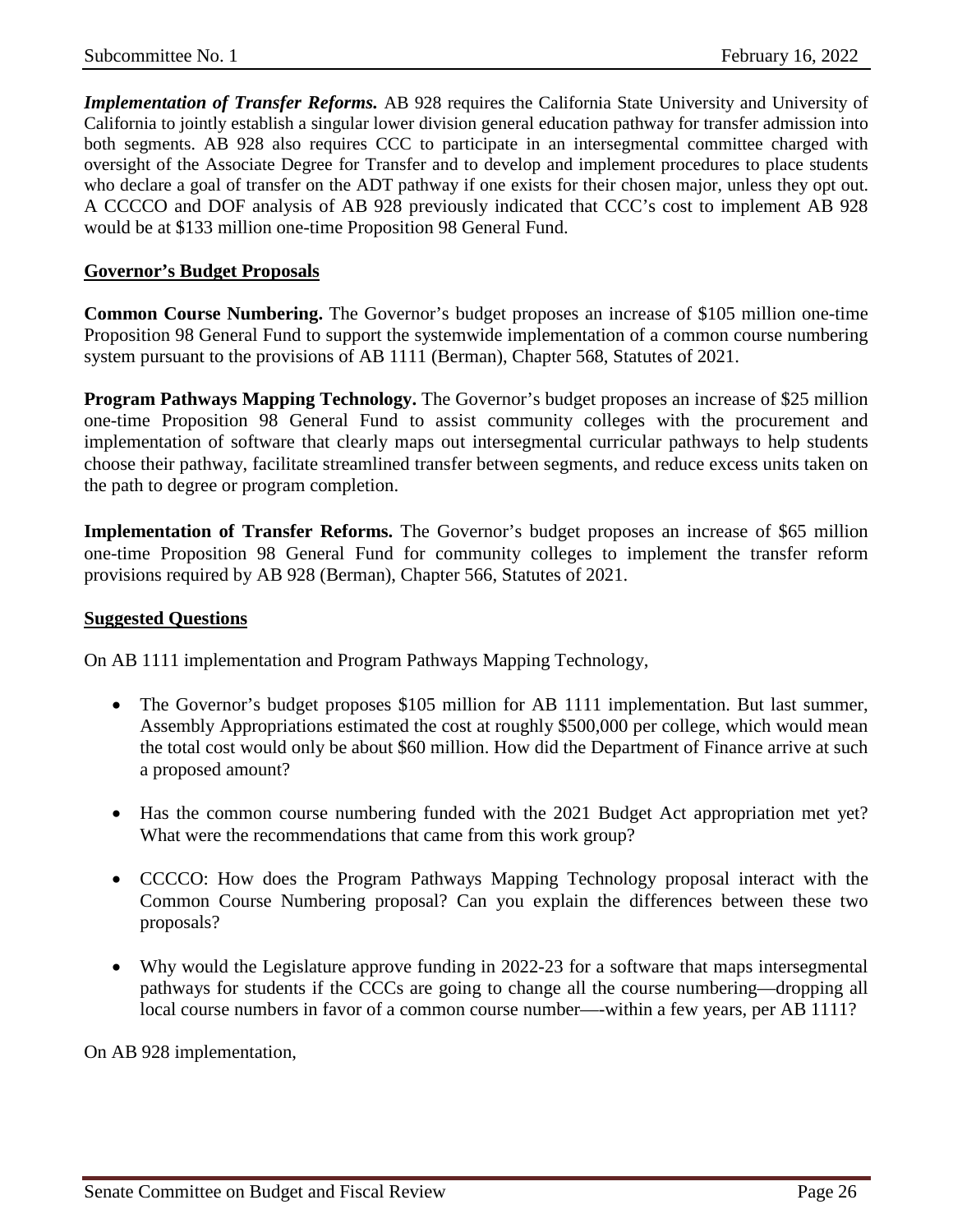***Implementation of Transfer Reforms.*** AB 928 requires the California State University and University of California to jointly establish a singular lower division general education pathway for transfer admission into both segments. AB 928 also requires CCC to participate in an intersegmental committee charged with oversight of the Associate Degree for Transfer and to develop and implement procedures to place students who declare a goal of transfer on the ADT pathway if one exists for their chosen major, unless they opt out. A CCCCO and DOF analysis of AB 928 previously indicated that CCC's cost to implement AB 928 would be at $133 million one-time Proposition 98 General Fund.

**Governor's Budget Proposals**

**Common Course Numbering.** The Governor's budget proposes an increase of $105 million one-time Proposition 98 General Fund to support the systemwide implementation of a common course numbering system pursuant to the provisions of AB 1111 (Berman), Chapter 568, Statutes of 2021.

**Program Pathways Mapping Technology.** The Governor's budget proposes an increase of $25 million one-time Proposition 98 General Fund to assist community colleges with the procurement and implementation of software that clearly maps out intersegmental curricular pathways to help students choose their pathway, facilitate streamlined transfer between segments, and reduce excess units taken on the path to degree or program completion.

**Implementation of Transfer Reforms.** The Governor's budget proposes an increase of $65 million one-time Proposition 98 General Fund for community colleges to implement the transfer reform provisions required by AB 928 (Berman), Chapter 566, Statutes of 2021.

**Suggested Questions**

On AB 1111 implementation and Program Pathways Mapping Technology,

- The Governor's budget proposes $105 million for AB 1111 implementation. But last summer, Assembly Appropriations estimated the cost at roughly $500,000 per college, which would mean the total cost would only be about $60 million. How did the Department of Finance arrive at such a proposed amount?
- Has the common course numbering funded with the 2021 Budget Act appropriation met yet? What were the recommendations that came from this work group?
- CCCCO: How does the Program Pathways Mapping Technology proposal interact with the Common Course Numbering proposal? Can you explain the differences between these two proposals?
- Why would the Legislature approve funding in 2022-23 for a software that maps intersegmental pathways for students if the CCCs are going to change all the course numbering—dropping all local course numbers in favor of a common course number—-within a few years, per AB 1111?

On AB 928 implementation,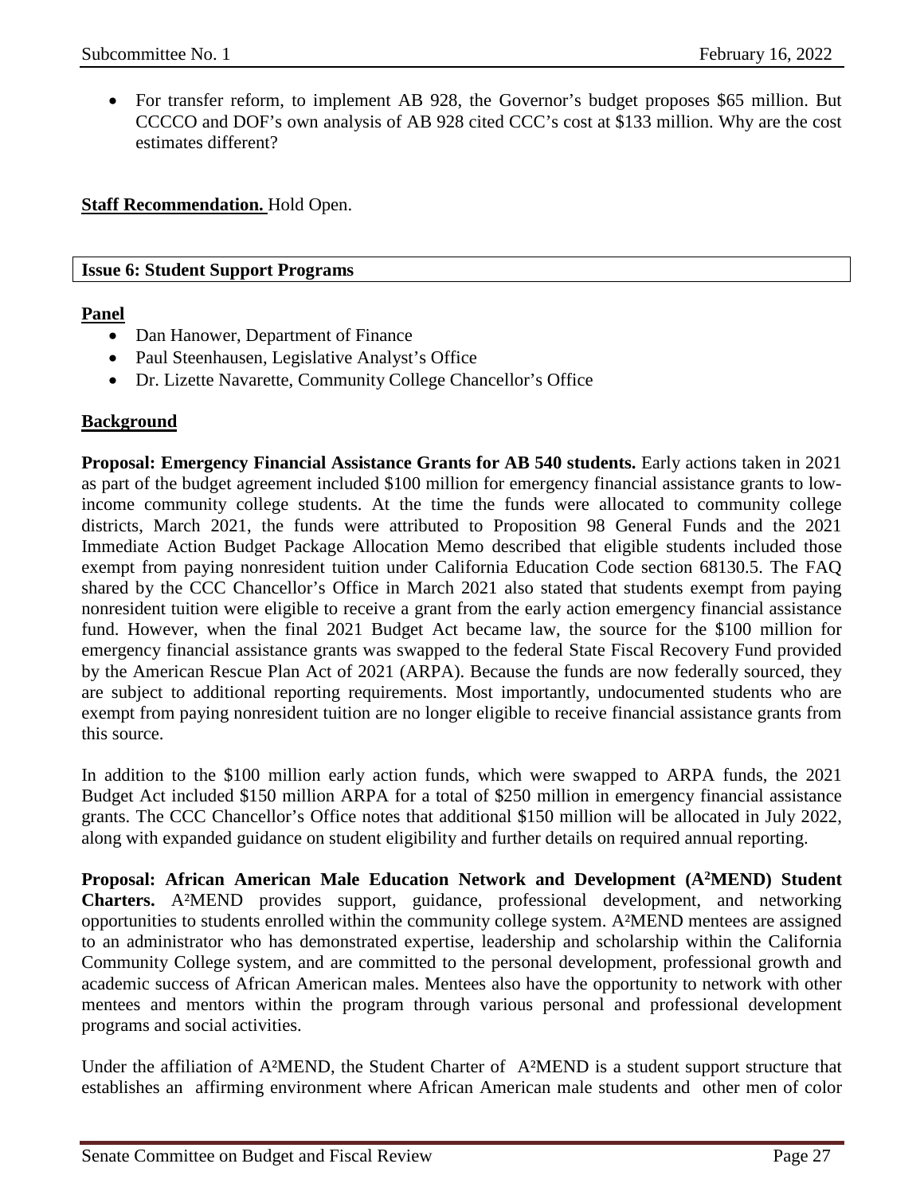- For transfer reform, to implement AB 928, the Governor's budget proposes \$65 million. But CCCCO and DOF's own analysis of AB 928 cited CCC's cost at \$133 million. Why are the cost estimates different?

**Staff Recommendation.** Hold Open.

## Issue 6: Student Support Programs

**Panel**

- Dan Hanower, Department of Finance
- Paul Steenhausen, Legislative Analyst's Office
- Dr. Lizette Navarette, Community College Chancellor's Office

**Background**

**Proposal: Emergency Financial Assistance Grants for AB 540 students.** Early actions taken in 2021 as part of the budget agreement included \$100 million for emergency financial assistance grants to low-income community college students. At the time the funds were allocated to community college districts, March 2021, the funds were attributed to Proposition 98 General Funds and the 2021 Immediate Action Budget Package Allocation Memo described that eligible students included those exempt from paying nonresident tuition under California Education Code section 68130.5. The FAQ shared by the CCC Chancellor's Office in March 2021 also stated that students exempt from paying nonresident tuition were eligible to receive a grant from the early action emergency financial assistance fund. However, when the final 2021 Budget Act became law, the source for the \$100 million for emergency financial assistance grants was swapped to the federal State Fiscal Recovery Fund provided by the American Rescue Plan Act of 2021 (ARPA). Because the funds are now federally sourced, they are subject to additional reporting requirements. Most importantly, undocumented students who are exempt from paying nonresident tuition are no longer eligible to receive financial assistance grants from this source.

In addition to the \$100 million early action funds, which were swapped to ARPA funds, the 2021 Budget Act included \$150 million ARPA for a total of \$250 million in emergency financial assistance grants. The CCC Chancellor's Office notes that additional \$150 million will be allocated in July 2022, along with expanded guidance on student eligibility and further details on required annual reporting.

**Proposal: African American Male Education Network and Development (A²MEND) Student Charters.** A²MEND provides support, guidance, professional development, and networking opportunities to students enrolled within the community college system. A²MEND mentees are assigned to an administrator who has demonstrated expertise, leadership and scholarship within the California Community College system, and are committed to the personal development, professional growth and academic success of African American males. Mentees also have the opportunity to network with other mentees and mentors within the program through various personal and professional development programs and social activities.

Under the affiliation of A²MEND, the Student Charter of A²MEND is a student support structure that establishes an affirming environment where African American male students and other men of color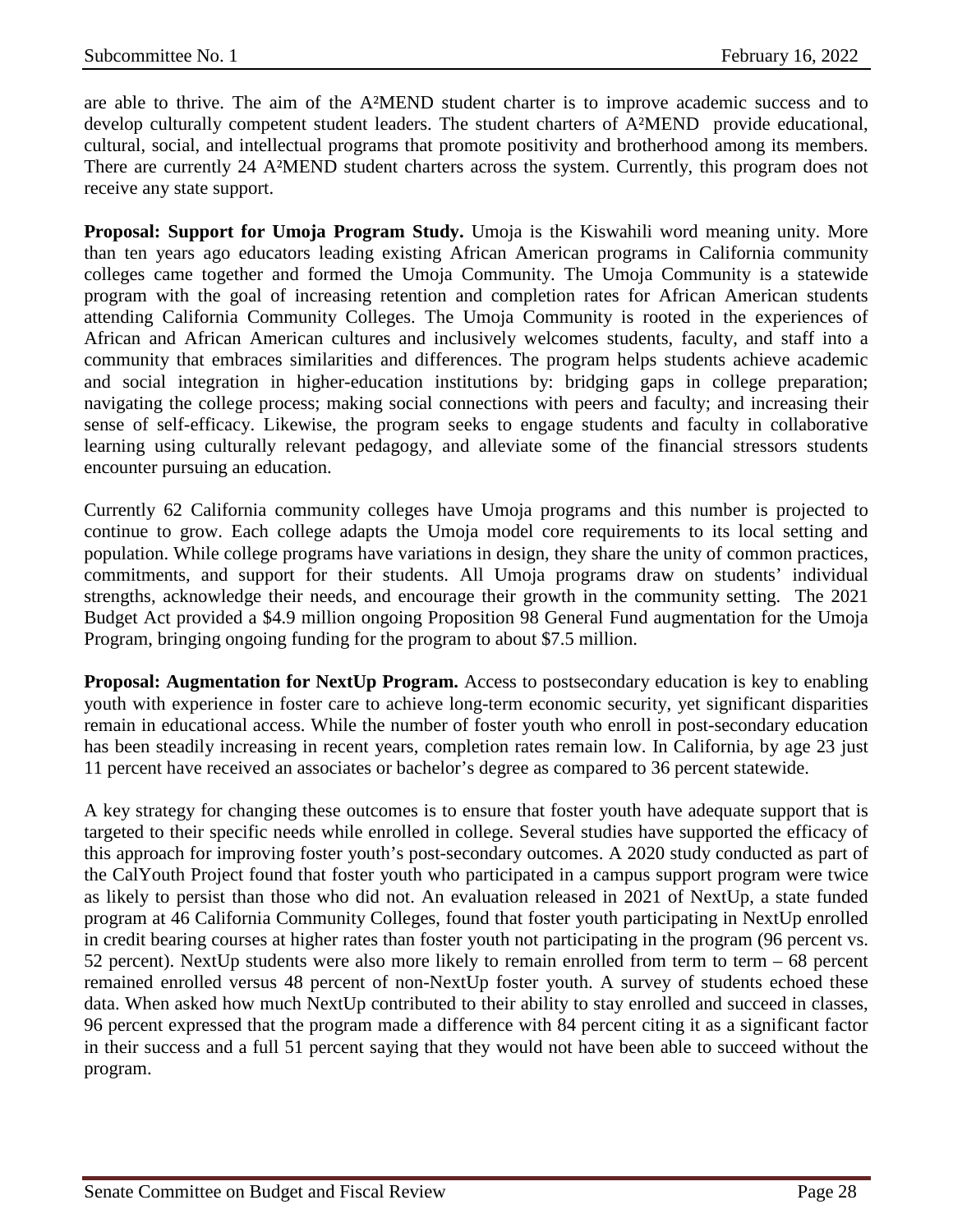are able to thrive. The aim of the A²MEND student charter is to improve academic success and to develop culturally competent student leaders. The student charters of A²MEND provide educational, cultural, social, and intellectual programs that promote positivity and brotherhood among its members. There are currently 24 A²MEND student charters across the system. Currently, this program does not receive any state support.

**Proposal: Support for Umoja Program Study.** Umoja is the Kiswahili word meaning unity. More than ten years ago educators leading existing African American programs in California community colleges came together and formed the Umoja Community. The Umoja Community is a statewide program with the goal of increasing retention and completion rates for African American students attending California Community Colleges. The Umoja Community is rooted in the experiences of African and African American cultures and inclusively welcomes students, faculty, and staff into a community that embraces similarities and differences. The program helps students achieve academic and social integration in higher-education institutions by: bridging gaps in college preparation; navigating the college process; making social connections with peers and faculty; and increasing their sense of self-efficacy. Likewise, the program seeks to engage students and faculty in collaborative learning using culturally relevant pedagogy, and alleviate some of the financial stressors students encounter pursuing an education.

Currently 62 California community colleges have Umoja programs and this number is projected to continue to grow. Each college adapts the Umoja model core requirements to its local setting and population. While college programs have variations in design, they share the unity of common practices, commitments, and support for their students. All Umoja programs draw on students' individual strengths, acknowledge their needs, and encourage their growth in the community setting. The 2021 Budget Act provided a $4.9 million ongoing Proposition 98 General Fund augmentation for the Umoja Program, bringing ongoing funding for the program to about $7.5 million.

**Proposal: Augmentation for NextUp Program.** Access to postsecondary education is key to enabling youth with experience in foster care to achieve long-term economic security, yet significant disparities remain in educational access. While the number of foster youth who enroll in post-secondary education has been steadily increasing in recent years, completion rates remain low. In California, by age 23 just 11 percent have received an associates or bachelor's degree as compared to 36 percent statewide.

A key strategy for changing these outcomes is to ensure that foster youth have adequate support that is targeted to their specific needs while enrolled in college. Several studies have supported the efficacy of this approach for improving foster youth's post-secondary outcomes. A 2020 study conducted as part of the CalYouth Project found that foster youth who participated in a campus support program were twice as likely to persist than those who did not. An evaluation released in 2021 of NextUp, a state funded program at 46 California Community Colleges, found that foster youth participating in NextUp enrolled in credit bearing courses at higher rates than foster youth not participating in the program (96 percent vs. 52 percent). NextUp students were also more likely to remain enrolled from term to term – 68 percent remained enrolled versus 48 percent of non-NextUp foster youth. A survey of students echoed these data. When asked how much NextUp contributed to their ability to stay enrolled and succeed in classes, 96 percent expressed that the program made a difference with 84 percent citing it as a significant factor in their success and a full 51 percent saying that they would not have been able to succeed without the program.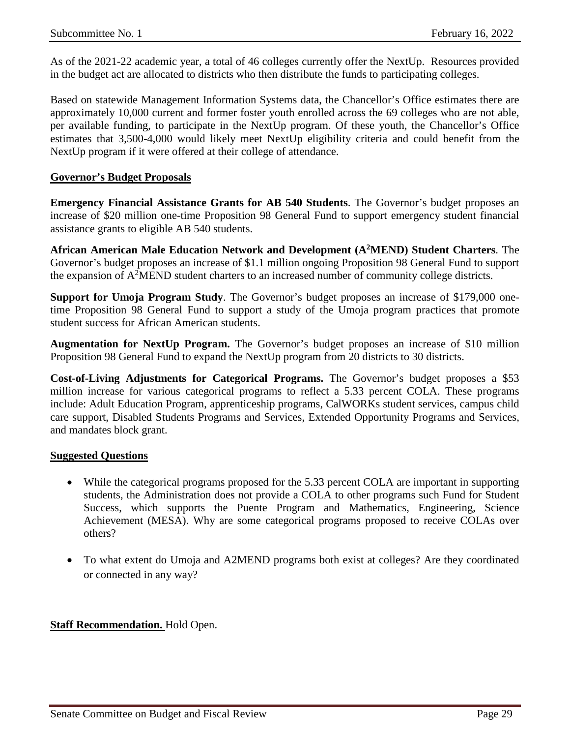As of the 2021-22 academic year, a total of 46 colleges currently offer the NextUp. Resources provided in the budget act are allocated to districts who then distribute the funds to participating colleges.

Based on statewide Management Information Systems data, the Chancellor's Office estimates there are approximately 10,000 current and former foster youth enrolled across the 69 colleges who are not able, per available funding, to participate in the NextUp program. Of these youth, the Chancellor's Office estimates that 3,500-4,000 would likely meet NextUp eligibility criteria and could benefit from the NextUp program if it were offered at their college of attendance.

**Governor's Budget Proposals**

**Emergency Financial Assistance Grants for AB 540 Students**. The Governor's budget proposes an increase of $20 million one-time Proposition 98 General Fund to support emergency student financial assistance grants to eligible AB 540 students.

**African American Male Education Network and Development ($A^2$MEND) Student Charters**. The Governor's budget proposes an increase of $1.1 million ongoing Proposition 98 General Fund to support the expansion of $A^2$MEND student charters to an increased number of community college districts.

**Support for Umoja Program Study**. The Governor's budget proposes an increase of $179,000 one-time Proposition 98 General Fund to support a study of the Umoja program practices that promote student success for African American students.

**Augmentation for NextUp Program.** The Governor's budget proposes an increase of $10 million Proposition 98 General Fund to expand the NextUp program from 20 districts to 30 districts.

**Cost-of-Living Adjustments for Categorical Programs.** The Governor's budget proposes a $53 million increase for various categorical programs to reflect a 5.33 percent COLA. These programs include: Adult Education Program, apprenticeship programs, CalWORKs student services, campus child care support, Disabled Students Programs and Services, Extended Opportunity Programs and Services, and mandates block grant.

**Suggested Questions**

- While the categorical programs proposed for the 5.33 percent COLA are important in supporting students, the Administration does not provide a COLA to other programs such Fund for Student Success, which supports the Puente Program and Mathematics, Engineering, Science Achievement (MESA). Why are some categorical programs proposed to receive COLAs over others?

- To what extent do Umoja and A2MEND programs both exist at colleges? Are they coordinated or connected in any way?

**Staff Recommendation.** Hold Open.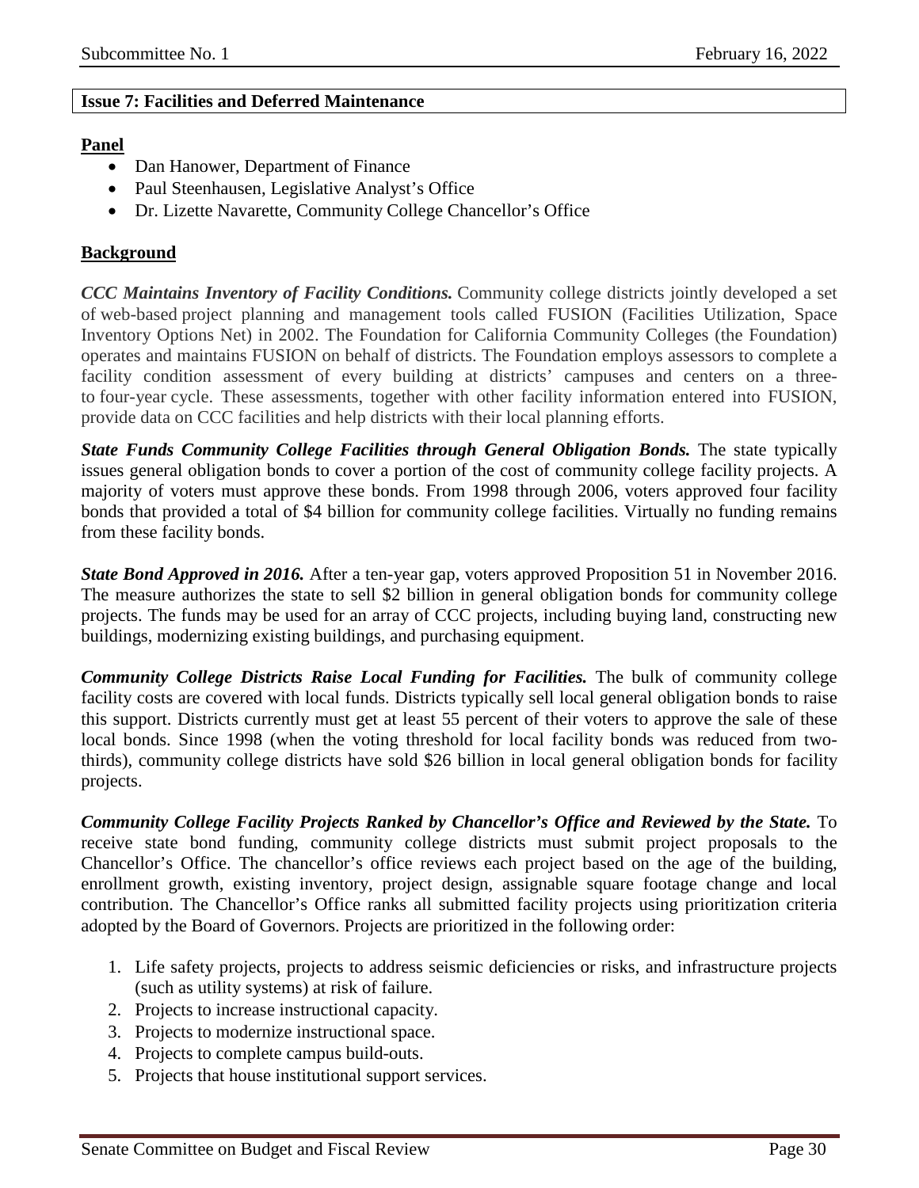## Issue 7: Facilities and Deferred Maintenance

**Panel**

- Dan Hanower, Department of Finance
- Paul Steenhausen, Legislative Analyst's Office
- Dr. Lizette Navarette, Community College Chancellor's Office

**Background**

***CCC Maintains Inventory of Facility Conditions.*** Community college districts jointly developed a set of web-based project planning and management tools called FUSION (Facilities Utilization, Space Inventory Options Net) in 2002. The Foundation for California Community Colleges (the Foundation) operates and maintains FUSION on behalf of districts. The Foundation employs assessors to complete a facility condition assessment of every building at districts' campuses and centers on a three-to four-year cycle. These assessments, together with other facility information entered into FUSION, provide data on CCC facilities and help districts with their local planning efforts.

***State Funds Community College Facilities through General Obligation Bonds.*** The state typically issues general obligation bonds to cover a portion of the cost of community college facility projects. A majority of voters must approve these bonds. From 1998 through 2006, voters approved four facility bonds that provided a total of $4 billion for community college facilities. Virtually no funding remains from these facility bonds.

***State Bond Approved in 2016.*** After a ten-year gap, voters approved Proposition 51 in November 2016. The measure authorizes the state to sell $2 billion in general obligation bonds for community college projects. The funds may be used for an array of CCC projects, including buying land, constructing new buildings, modernizing existing buildings, and purchasing equipment.

***Community College Districts Raise Local Funding for Facilities.*** The bulk of community college facility costs are covered with local funds. Districts typically sell local general obligation bonds to raise this support. Districts currently must get at least 55 percent of their voters to approve the sale of these local bonds. Since 1998 (when the voting threshold for local facility bonds was reduced from two-thirds), community college districts have sold $26 billion in local general obligation bonds for facility projects.

***Community College Facility Projects Ranked by Chancellor's Office and Reviewed by the State.*** To receive state bond funding, community college districts must submit project proposals to the Chancellor's Office. The chancellor's office reviews each project based on the age of the building, enrollment growth, existing inventory, project design, assignable square footage change and local contribution. The Chancellor's Office ranks all submitted facility projects using prioritization criteria adopted by the Board of Governors. Projects are prioritized in the following order:

1. Life safety projects, projects to address seismic deficiencies or risks, and infrastructure projects (such as utility systems) at risk of failure.
2. Projects to increase instructional capacity.
3. Projects to modernize instructional space.
4. Projects to complete campus build-outs.
5. Projects that house institutional support services.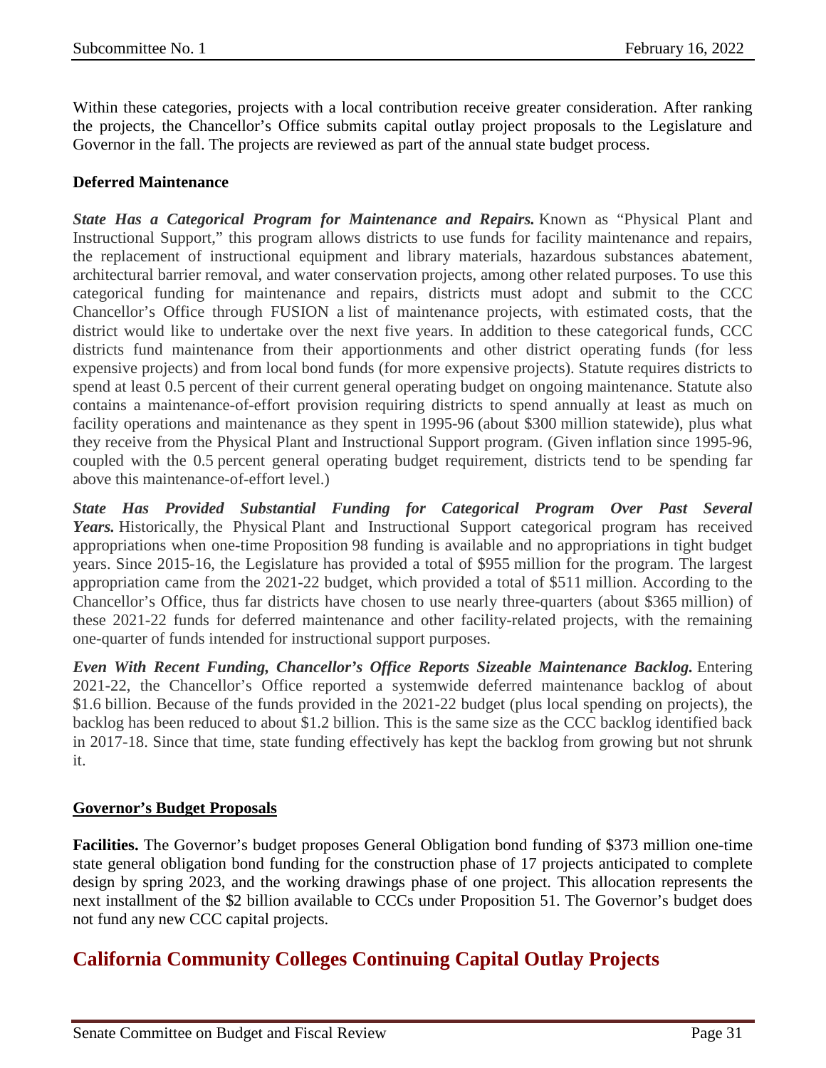Within these categories, projects with a local contribution receive greater consideration. After ranking the projects, the Chancellor's Office submits capital outlay project proposals to the Legislature and Governor in the fall. The projects are reviewed as part of the annual state budget process.

**Deferred Maintenance**

***State Has a Categorical Program for Maintenance and Repairs.*** Known as "Physical Plant and Instructional Support," this program allows districts to use funds for facility maintenance and repairs, the replacement of instructional equipment and library materials, hazardous substances abatement, architectural barrier removal, and water conservation projects, among other related purposes. To use this categorical funding for maintenance and repairs, districts must adopt and submit to the CCC Chancellor's Office through FUSION a list of maintenance projects, with estimated costs, that the district would like to undertake over the next five years. In addition to these categorical funds, CCC districts fund maintenance from their apportionments and other district operating funds (for less expensive projects) and from local bond funds (for more expensive projects). Statute requires districts to spend at least 0.5 percent of their current general operating budget on ongoing maintenance. Statute also contains a maintenance-of-effort provision requiring districts to spend annually at least as much on facility operations and maintenance as they spent in 1995-96 (about $300 million statewide), plus what they receive from the Physical Plant and Instructional Support program. (Given inflation since 1995-96, coupled with the 0.5 percent general operating budget requirement, districts tend to be spending far above this maintenance-of-effort level.)

***State Has Provided Substantial Funding for Categorical Program Over Past Several Years.*** Historically, the Physical Plant and Instructional Support categorical program has received appropriations when one-time Proposition 98 funding is available and no appropriations in tight budget years. Since 2015-16, the Legislature has provided a total of $955 million for the program. The largest appropriation came from the 2021-22 budget, which provided a total of $511 million. According to the Chancellor's Office, thus far districts have chosen to use nearly three-quarters (about $365 million) of these 2021-22 funds for deferred maintenance and other facility-related projects, with the remaining one-quarter of funds intended for instructional support purposes.

***Even With Recent Funding, Chancellor's Office Reports Sizeable Maintenance Backlog.*** Entering 2021-22, the Chancellor's Office reported a systemwide deferred maintenance backlog of about $1.6 billion. Because of the funds provided in the 2021-22 budget (plus local spending on projects), the backlog has been reduced to about $1.2 billion. This is the same size as the CCC backlog identified back in 2017-18. Since that time, state funding effectively has kept the backlog from growing but not shrunk it.

**Governor's Budget Proposals**

**Facilities.** The Governor's budget proposes General Obligation bond funding of $373 million one-time state general obligation bond funding for the construction phase of 17 projects anticipated to complete design by spring 2023, and the working drawings phase of one project. This allocation represents the next installment of the $2 billion available to CCCs under Proposition 51. The Governor's budget does not fund any new CCC capital projects.

## California Community Colleges Continuing Capital Outlay Projects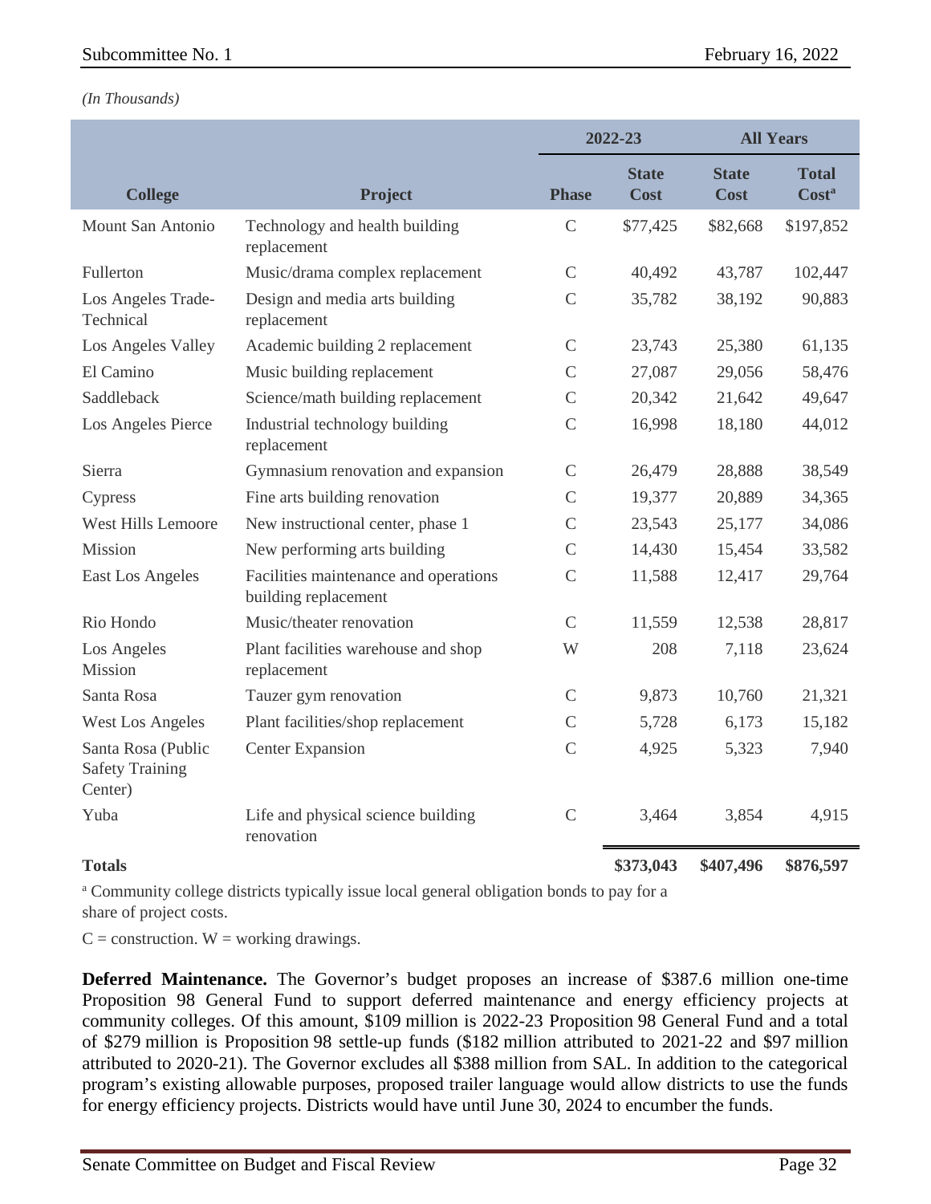*(In Thousands)*

| | | | 2022-23 | All Years | |
|---|---|---|---|---|---|
| **College** | **Project** | **Phase** | **State Cost** | **State Cost** | **Total Cost[a]** |
| Mount San Antonio | Technology and health building replacement | C | $77,425 | $82,668 | $197,852 |
| Fullerton | Music/drama complex replacement | C | 40,492 | 43,787 | 102,447 |
| Los Angeles Trade-Technical | Design and media arts building replacement | C | 35,782 | 38,192 | 90,883 |
| Los Angeles Valley | Academic building 2 replacement | C | 23,743 | 25,380 | 61,135 |
| El Camino | Music building replacement | C | 27,087 | 29,056 | 58,476 |
| Saddleback | Science/math building replacement | C | 20,342 | 21,642 | 49,647 |
| Los Angeles Pierce | Industrial technology building replacement | C | 16,998 | 18,180 | 44,012 |
| Sierra | Gymnasium renovation and expansion | C | 26,479 | 28,888 | 38,549 |
| Cypress | Fine arts building renovation | C | 19,377 | 20,889 | 34,365 |
| West Hills Lemoore | New instructional center, phase 1 | C | 23,543 | 25,177 | 34,086 |
| Mission | New performing arts building | C | 14,430 | 15,454 | 33,582 |
| East Los Angeles | Facilities maintenance and operations building replacement | C | 11,588 | 12,417 | 29,764 |
| Rio Hondo | Music/theater renovation | C | 11,559 | 12,538 | 28,817 |
| Los Angeles Mission | Plant facilities warehouse and shop replacement | W | 208 | 7,118 | 23,624 |
| Santa Rosa | Tauzer gym renovation | C | 9,873 | 10,760 | 21,321 |
| West Los Angeles | Plant facilities/shop replacement | C | 5,728 | 6,173 | 15,182 |
| Santa Rosa (Public Safety Training Center) | Center Expansion | C | 4,925 | 5,323 | 7,940 |
| Yuba | Life and physical science building renovation | C | 3,464 | 3,854 | 4,915 |
| **Totals** | | | **$373,043** | **$407,496** | **$876,597** |

[a] Community college districts typically issue local general obligation bonds to pay for a share of project costs.

C = construction. W = working drawings.

**Deferred Maintenance.** The Governor's budget proposes an increase of $387.6 million one-time Proposition 98 General Fund to support deferred maintenance and energy efficiency projects at community colleges. Of this amount, $109 million is 2022-23 Proposition 98 General Fund and a total of $279 million is Proposition 98 settle-up funds ($182 million attributed to 2021-22 and $97 million attributed to 2020-21). The Governor excludes all $388 million from SAL. In addition to the categorical program's existing allowable purposes, proposed trailer language would allow districts to use the funds for energy efficiency projects. Districts would have until June 30, 2024 to encumber the funds.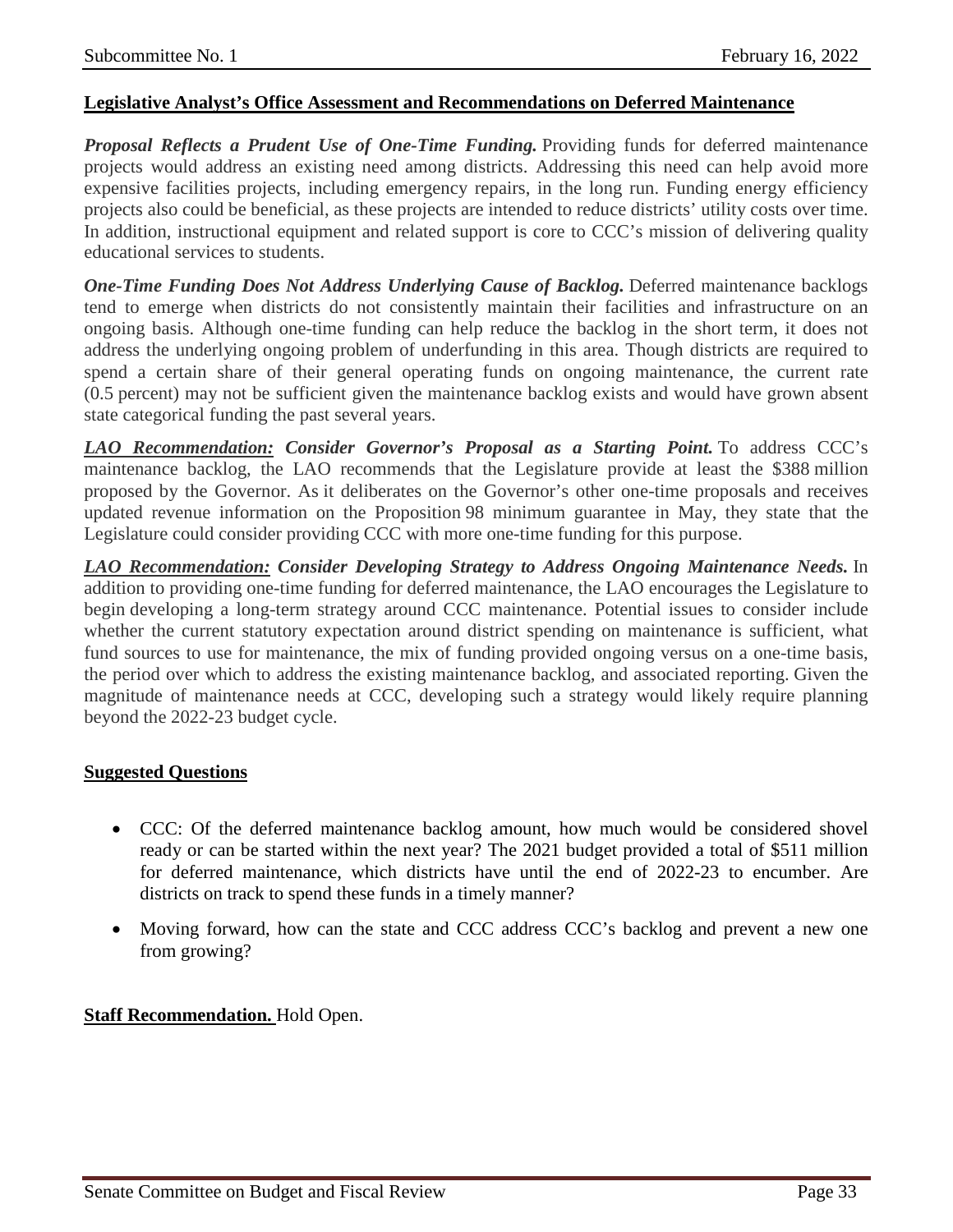**Legislative Analyst's Office Assessment and Recommendations on Deferred Maintenance**

***Proposal Reflects a Prudent Use of One-Time Funding.*** Providing funds for deferred maintenance projects would address an existing need among districts. Addressing this need can help avoid more expensive facilities projects, including emergency repairs, in the long run. Funding energy efficiency projects also could be beneficial, as these projects are intended to reduce districts' utility costs over time. In addition, instructional equipment and related support is core to CCC's mission of delivering quality educational services to students.

***One-Time Funding Does Not Address Underlying Cause of Backlog.*** Deferred maintenance backlogs tend to emerge when districts do not consistently maintain their facilities and infrastructure on an ongoing basis. Although one-time funding can help reduce the backlog in the short term, it does not address the underlying ongoing problem of underfunding in this area. Though districts are required to spend a certain share of their general operating funds on ongoing maintenance, the current rate (0.5 percent) may not be sufficient given the maintenance backlog exists and would have grown absent state categorical funding the past several years.

***LAO Recommendation: Consider Governor's Proposal as a Starting Point.*** To address CCC's maintenance backlog, the LAO recommends that the Legislature provide at least the $388 million proposed by the Governor. As it deliberates on the Governor's other one-time proposals and receives updated revenue information on the Proposition 98 minimum guarantee in May, they state that the Legislature could consider providing CCC with more one-time funding for this purpose.

***LAO Recommendation: Consider Developing Strategy to Address Ongoing Maintenance Needs.*** In addition to providing one-time funding for deferred maintenance, the LAO encourages the Legislature to begin developing a long-term strategy around CCC maintenance. Potential issues to consider include whether the current statutory expectation around district spending on maintenance is sufficient, what fund sources to use for maintenance, the mix of funding provided ongoing versus on a one-time basis, the period over which to address the existing maintenance backlog, and associated reporting. Given the magnitude of maintenance needs at CCC, developing such a strategy would likely require planning beyond the 2022-23 budget cycle.

**Suggested Questions**

- CCC: Of the deferred maintenance backlog amount, how much would be considered shovel ready or can be started within the next year? The 2021 budget provided a total of $511 million for deferred maintenance, which districts have until the end of 2022-23 to encumber. Are districts on track to spend these funds in a timely manner?
- Moving forward, how can the state and CCC address CCC's backlog and prevent a new one from growing?

**Staff Recommendation.** Hold Open.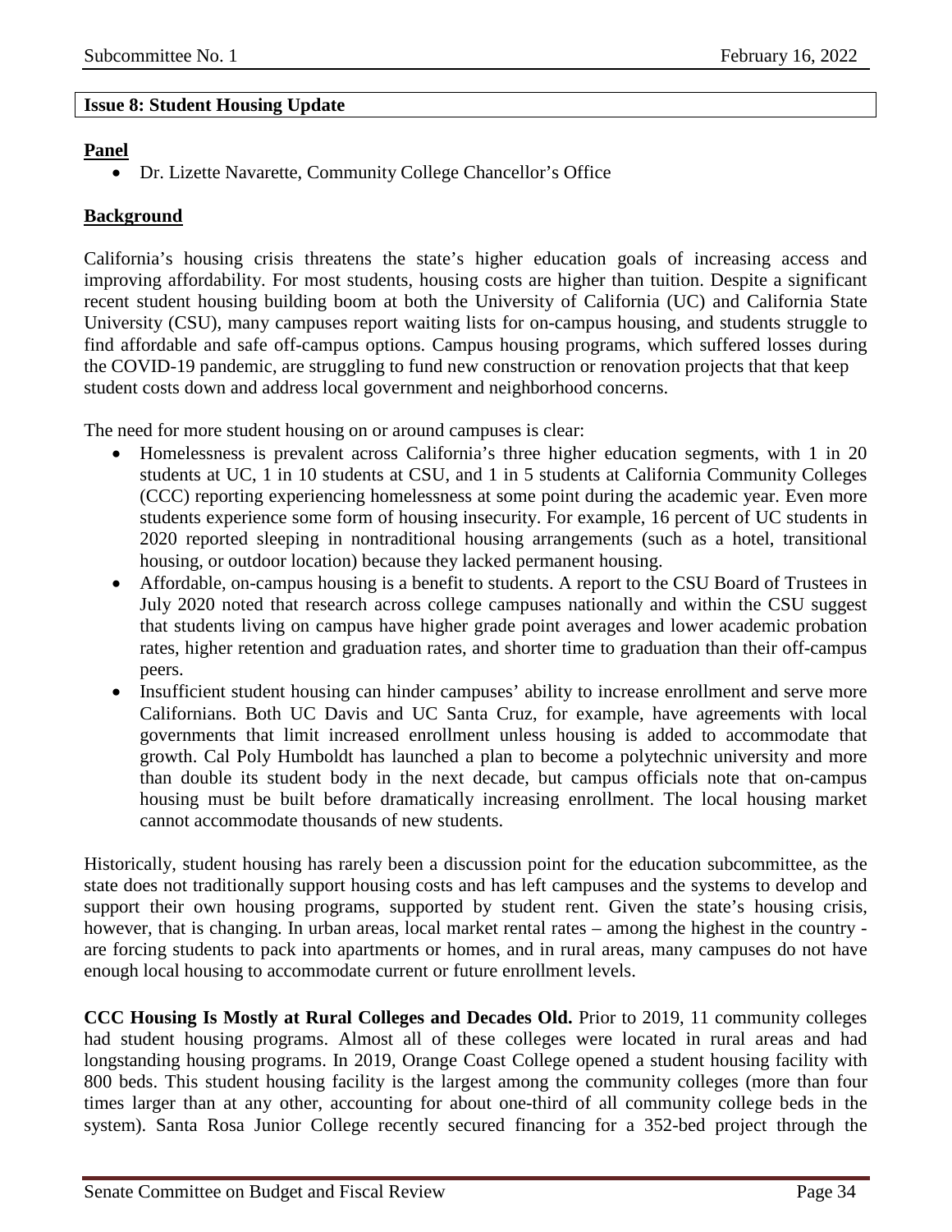**Issue 8: Student Housing Update**

**Panel**

- Dr. Lizette Navarette, Community College Chancellor's Office

**Background**

California's housing crisis threatens the state's higher education goals of increasing access and improving affordability. For most students, housing costs are higher than tuition. Despite a significant recent student housing building boom at both the University of California (UC) and California State University (CSU), many campuses report waiting lists for on-campus housing, and students struggle to find affordable and safe off-campus options. Campus housing programs, which suffered losses during the COVID-19 pandemic, are struggling to fund new construction or renovation projects that that keep student costs down and address local government and neighborhood concerns.

The need for more student housing on or around campuses is clear:

- Homelessness is prevalent across California's three higher education segments, with 1 in 20 students at UC, 1 in 10 students at CSU, and 1 in 5 students at California Community Colleges (CCC) reporting experiencing homelessness at some point during the academic year. Even more students experience some form of housing insecurity. For example, 16 percent of UC students in 2020 reported sleeping in nontraditional housing arrangements (such as a hotel, transitional housing, or outdoor location) because they lacked permanent housing.
- Affordable, on-campus housing is a benefit to students. A report to the CSU Board of Trustees in July 2020 noted that research across college campuses nationally and within the CSU suggest that students living on campus have higher grade point averages and lower academic probation rates, higher retention and graduation rates, and shorter time to graduation than their off-campus peers.
- Insufficient student housing can hinder campuses' ability to increase enrollment and serve more Californians. Both UC Davis and UC Santa Cruz, for example, have agreements with local governments that limit increased enrollment unless housing is added to accommodate that growth. Cal Poly Humboldt has launched a plan to become a polytechnic university and more than double its student body in the next decade, but campus officials note that on-campus housing must be built before dramatically increasing enrollment. The local housing market cannot accommodate thousands of new students.

Historically, student housing has rarely been a discussion point for the education subcommittee, as the state does not traditionally support housing costs and has left campuses and the systems to develop and support their own housing programs, supported by student rent. Given the state's housing crisis, however, that is changing. In urban areas, local market rental rates – among the highest in the country - are forcing students to pack into apartments or homes, and in rural areas, many campuses do not have enough local housing to accommodate current or future enrollment levels.

**CCC Housing Is Mostly at Rural Colleges and Decades Old.** Prior to 2019, 11 community colleges had student housing programs. Almost all of these colleges were located in rural areas and had longstanding housing programs. In 2019, Orange Coast College opened a student housing facility with 800 beds. This student housing facility is the largest among the community colleges (more than four times larger than at any other, accounting for about one-third of all community college beds in the system). Santa Rosa Junior College recently secured financing for a 352-bed project through the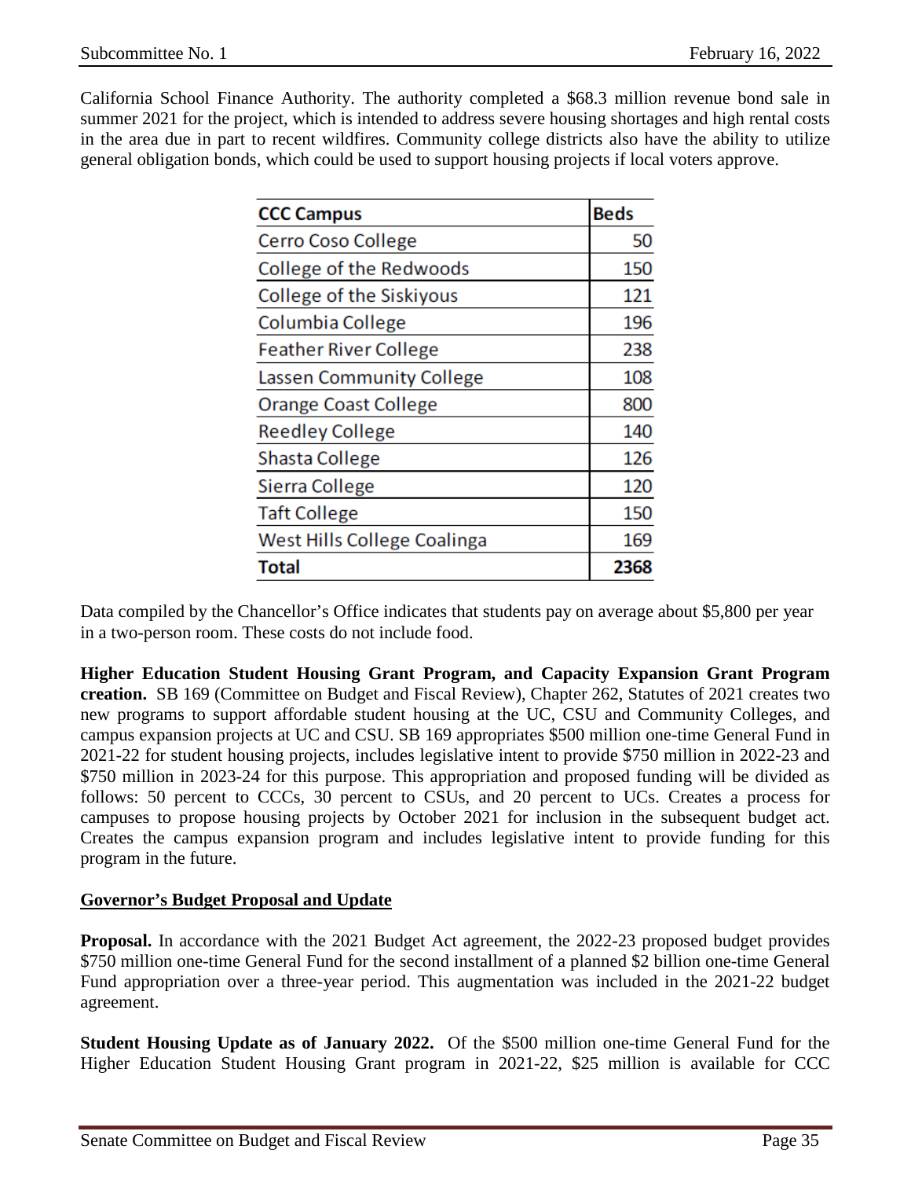California School Finance Authority. The authority completed a $68.3 million revenue bond sale in summer 2021 for the project, which is intended to address severe housing shortages and high rental costs in the area due in part to recent wildfires. Community college districts also have the ability to utilize general obligation bonds, which could be used to support housing projects if local voters approve.

| CCC Campus | Beds |
|---|---|
| Cerro Coso College | 50 |
| College of the Redwoods | 150 |
| College of the Siskiyous | 121 |
| Columbia College | 196 |
| Feather River College | 238 |
| Lassen Community College | 108 |
| Orange Coast College | 800 |
| Reedley College | 140 |
| Shasta College | 126 |
| Sierra College | 120 |
| Taft College | 150 |
| West Hills College Coalinga | 169 |
| **Total** | **2368** |

Data compiled by the Chancellor's Office indicates that students pay on average about $5,800 per year in a two-person room. These costs do not include food.

**Higher Education Student Housing Grant Program, and Capacity Expansion Grant Program creation.** SB 169 (Committee on Budget and Fiscal Review), Chapter 262, Statutes of 2021 creates two new programs to support affordable student housing at the UC, CSU and Community Colleges, and campus expansion projects at UC and CSU. SB 169 appropriates $500 million one-time General Fund in 2021-22 for student housing projects, includes legislative intent to provide $750 million in 2022-23 and $750 million in 2023-24 for this purpose. This appropriation and proposed funding will be divided as follows: 50 percent to CCCs, 30 percent to CSUs, and 20 percent to UCs. Creates a process for campuses to propose housing projects by October 2021 for inclusion in the subsequent budget act. Creates the campus expansion program and includes legislative intent to provide funding for this program in the future.

## Governor's Budget Proposal and Update

**Proposal.** In accordance with the 2021 Budget Act agreement, the 2022-23 proposed budget provides $750 million one-time General Fund for the second installment of a planned $2 billion one-time General Fund appropriation over a three-year period. This augmentation was included in the 2021-22 budget agreement.

**Student Housing Update as of January 2022.** Of the $500 million one-time General Fund for the Higher Education Student Housing Grant program in 2021-22, $25 million is available for CCC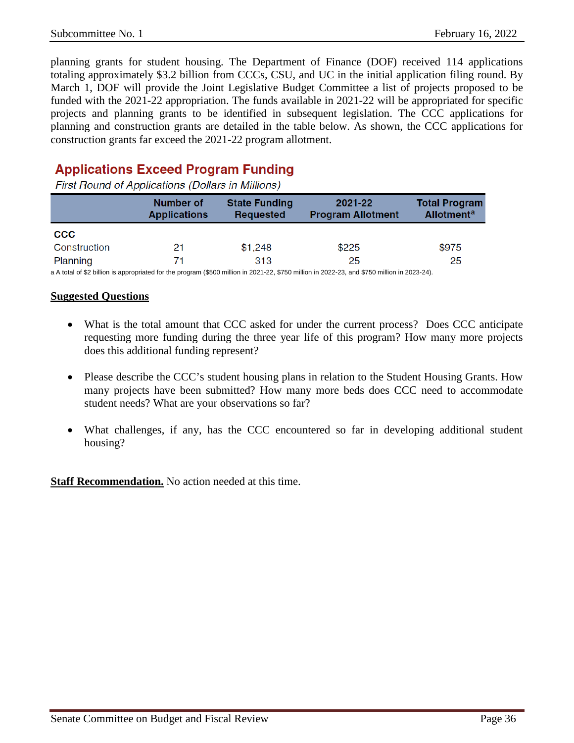planning grants for student housing. The Department of Finance (DOF) received 114 applications totaling approximately $3.2 billion from CCCs, CSU, and UC in the initial application filing round. By March 1, DOF will provide the Joint Legislative Budget Committee a list of projects proposed to be funded with the 2021-22 appropriation. The funds available in 2021-22 will be appropriated for specific projects and planning grants to be identified in subsequent legislation. The CCC applications for planning and construction grants are detailed in the table below. As shown, the CCC applications for construction grants far exceed the 2021-22 program allotment.

## Applications Exceed Program Funding

*First Round of Applications (Dollars in Millions)*

| | Number of Applications | State Funding Requested | 2021-22 Program Allotment | Total Program Allotment[a] |
|---|---|---|---|---|
| **CCC** | | | | |
| Construction | 21 | $1,248 | $225 | $975 |
| Planning | 71 | 313 | 25 | 25 |

a A total of $2 billion is appropriated for the program ($500 million in 2021-22, $750 million in 2022-23, and $750 million in 2023-24).

**Suggested Questions**

- What is the total amount that CCC asked for under the current process? Does CCC anticipate requesting more funding during the three year life of this program? How many more projects does this additional funding represent?
- Please describe the CCC's student housing plans in relation to the Student Housing Grants. How many projects have been submitted? How many more beds does CCC need to accommodate student needs? What are your observations so far?
- What challenges, if any, has the CCC encountered so far in developing additional student housing?

**Staff Recommendation.** No action needed at this time.